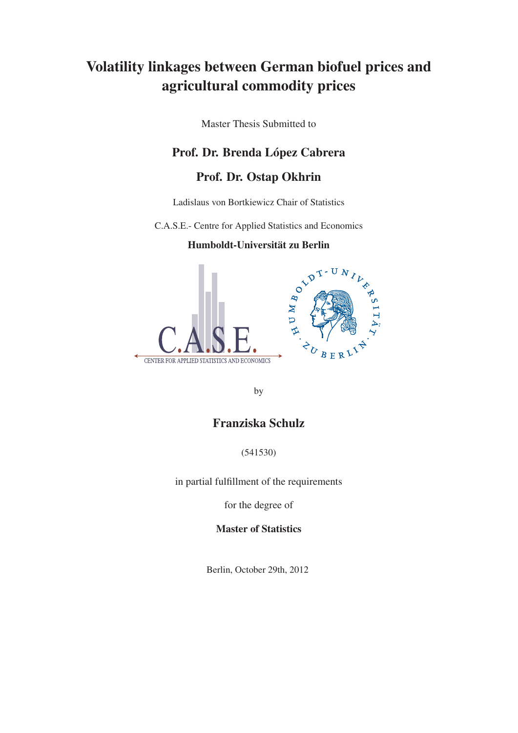# Volatility linkages between German biofuel prices and agricultural commodity prices

Master Thesis Submitted to

**Prof. Dr. Brenda López Cabrera**

**Prof. Dr. Ostap Okhrin**

Ladislaus von Bortkiewicz Chair of Statistics

C.A.S.E.- Centre for Applied Statistics and Economics

**Humboldt-Universität zu Berlin**

by

**Franziska Schulz**

(541530)

in partial fulfillment of the requirements

for the degree of

**Master of Statistics**

Berlin, October 29th, 2012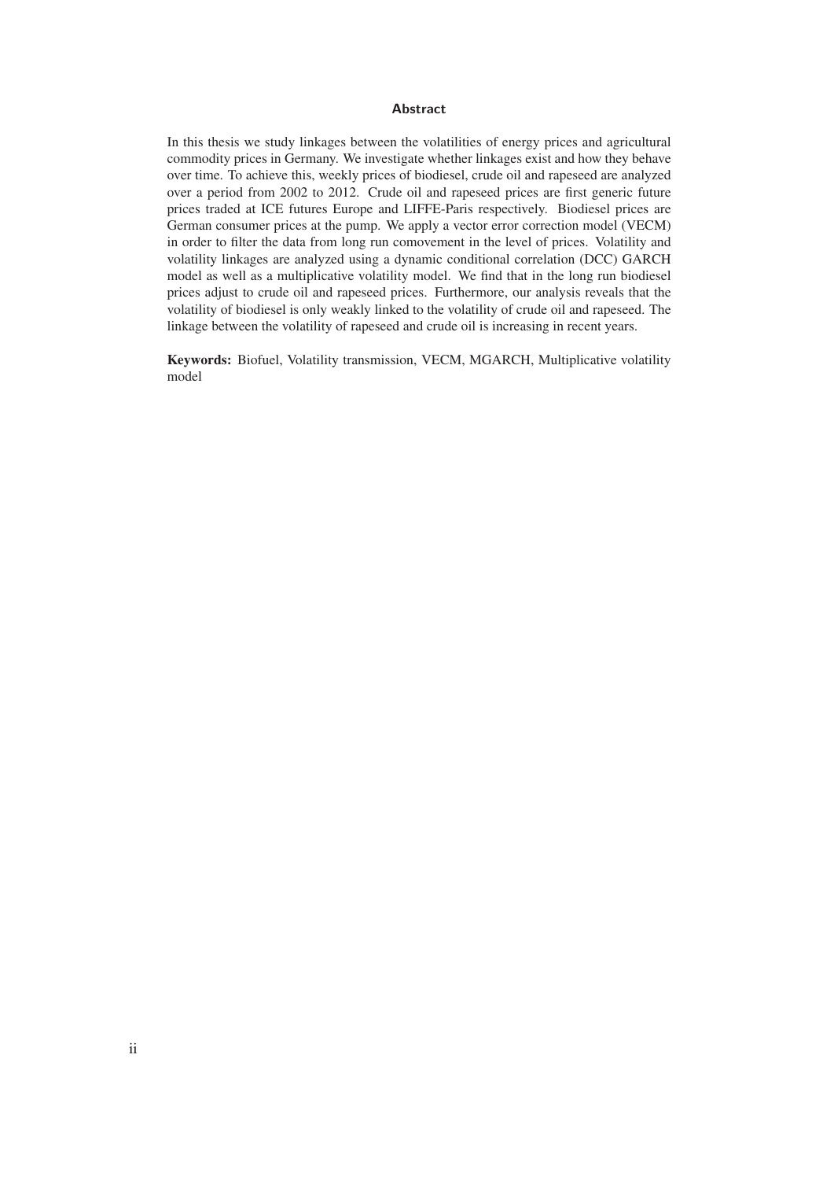## Abstract

In this thesis we study linkages between the volatilities of energy prices and agricultural commodity prices in Germany. We investigate whether linkages exist and how they behave over time. To achieve this, weekly prices of biodiesel, crude oil and rapeseed are analyzed over a period from 2002 to 2012. Crude oil and rapeseed prices are first generic future prices traded at ICE futures Europe and LIFFE-Paris respectively. Biodiesel prices are German consumer prices at the pump. We apply a vector error correction model (VECM) in order to filter the data from long run comovement in the level of prices. Volatility and volatility linkages are analyzed using a dynamic conditional correlation (DCC) GARCH model as well as a multiplicative volatility model. We find that in the long run biodiesel prices adjust to crude oil and rapeseed prices. Furthermore, our analysis reveals that the volatility of biodiesel is only weakly linked to the volatility of crude oil and rapeseed. The linkage between the volatility of rapeseed and crude oil is increasing in recent years.

**Keywords:** Biofuel, Volatility transmission, VECM, MGARCH, Multiplicative volatility model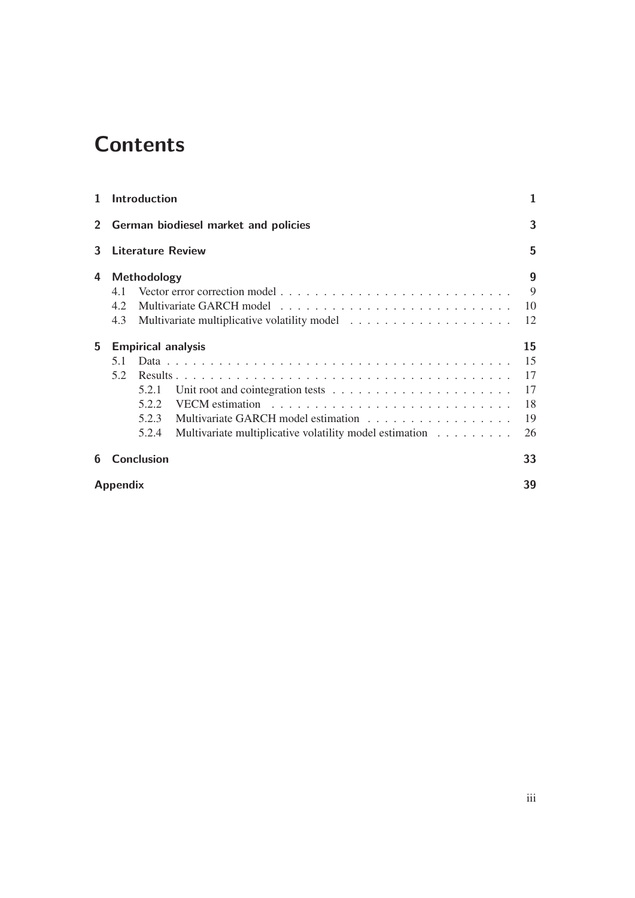# Contents

1 Introduction 1

2 German biodiesel market and policies 3

3 Literature Review 5

4 Methodology 9
- 4.1 Vector error correction model 9
- 4.2 Multivariate GARCH model 10
- 4.3 Multivariate multiplicative volatility model 12

5 Empirical analysis 15
- 5.1 Data 15
- 5.2 Results 17
  - 5.2.1 Unit root and cointegration tests 17
  - 5.2.2 VECM estimation 18
  - 5.2.3 Multivariate GARCH model estimation 19
  - 5.2.4 Multivariate multiplicative volatility model estimation 26

6 Conclusion 33

Appendix 39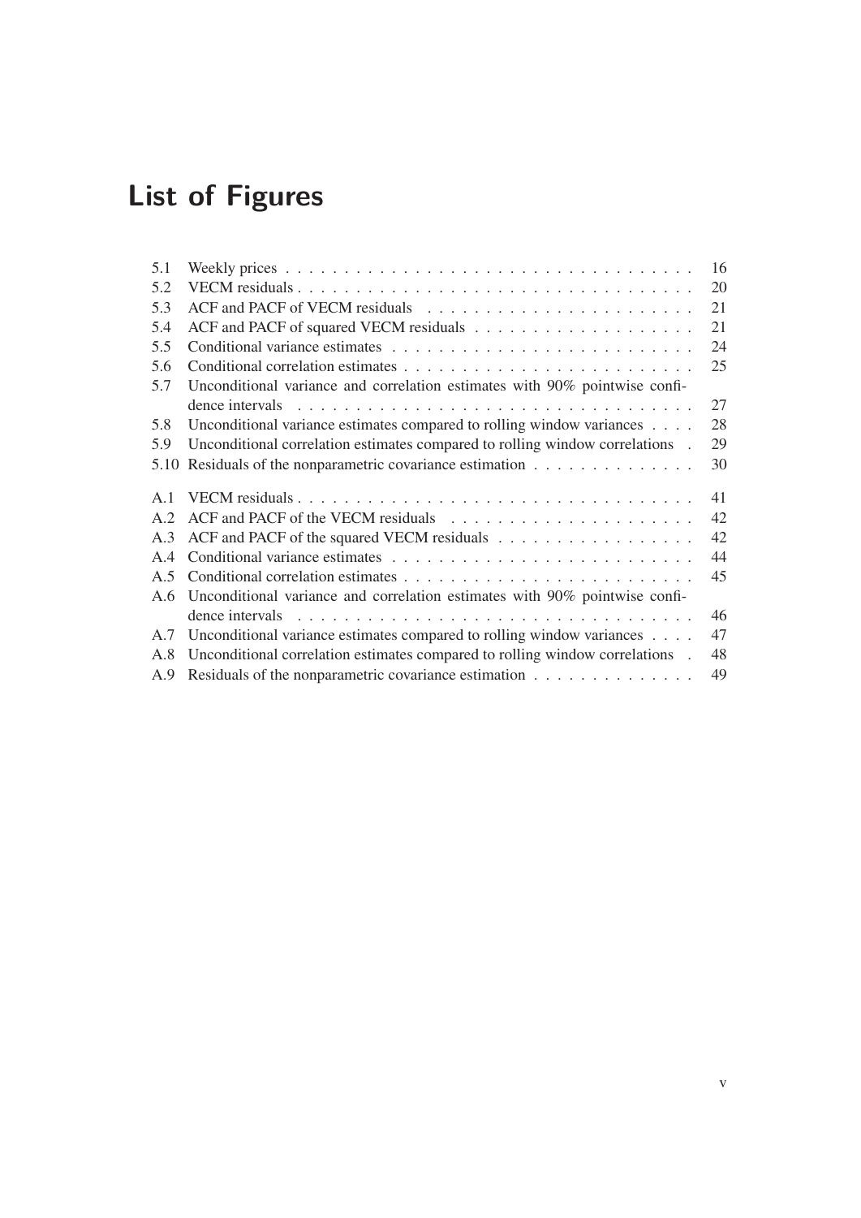# List of Figures

| | | |
|---|---|---|
| 5.1 | Weekly prices | 16 |
| 5.2 | VECM residuals | 20 |
| 5.3 | ACF and PACF of VECM residuals | 21 |
| 5.4 | ACF and PACF of squared VECM residuals | 21 |
| 5.5 | Conditional variance estimates | 24 |
| 5.6 | Conditional correlation estimates | 25 |
| 5.7 | Unconditional variance and correlation estimates with 90% pointwise confidence intervals | 27 |
| 5.8 | Unconditional variance estimates compared to rolling window variances | 28 |
| 5.9 | Unconditional correlation estimates compared to rolling window correlations | 29 |
| 5.10 | Residuals of the nonparametric covariance estimation | 30 |
| A.1 | VECM residuals | 41 |
| A.2 | ACF and PACF of the VECM residuals | 42 |
| A.3 | ACF and PACF of the squared VECM residuals | 42 |
| A.4 | Conditional variance estimates | 44 |
| A.5 | Conditional correlation estimates | 45 |
| A.6 | Unconditional variance and correlation estimates with 90% pointwise confidence intervals | 46 |
| A.7 | Unconditional variance estimates compared to rolling window variances | 47 |
| A.8 | Unconditional correlation estimates compared to rolling window correlations | 48 |
| A.9 | Residuals of the nonparametric covariance estimation | 49 |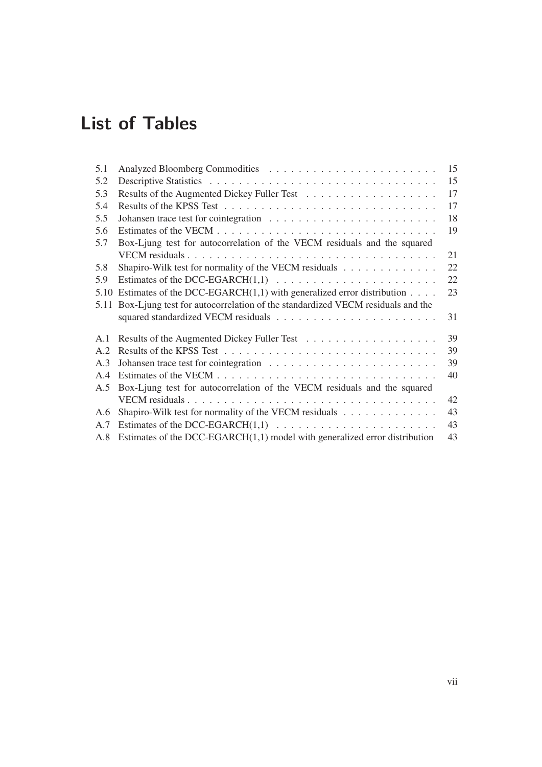# List of Tables

| | | |
|---|---|---|
| 5.1 | Analyzed Bloomberg Commodities | 15 |
| 5.2 | Descriptive Statistics | 15 |
| 5.3 | Results of the Augmented Dickey Fuller Test | 17 |
| 5.4 | Results of the KPSS Test | 17 |
| 5.5 | Johansen trace test for cointegration | 18 |
| 5.6 | Estimates of the VECM | 19 |
| 5.7 | Box-Ljung test for autocorrelation of the VECM residuals and the squared VECM residuals | 21 |
| 5.8 | Shapiro-Wilk test for normality of the VECM residuals | 22 |
| 5.9 | Estimates of the DCC-EGARCH(1,1) | 22 |
| 5.10 | Estimates of the DCC-EGARCH(1,1) with generalized error distribution | 23 |
| 5.11 | Box-Ljung test for autocorrelation of the standardized VECM residuals and the squared standardized VECM residuals | 31 |
| A.1 | Results of the Augmented Dickey Fuller Test | 39 |
| A.2 | Results of the KPSS Test | 39 |
| A.3 | Johansen trace test for cointegration | 39 |
| A.4 | Estimates of the VECM | 40 |
| A.5 | Box-Ljung test for autocorrelation of the VECM residuals and the squared VECM residuals | 42 |
| A.6 | Shapiro-Wilk test for normality of the VECM residuals | 43 |
| A.7 | Estimates of the DCC-EGARCH(1,1) | 43 |
| A.8 | Estimates of the DCC-EGARCH(1,1) model with generalized error distribution | 43 |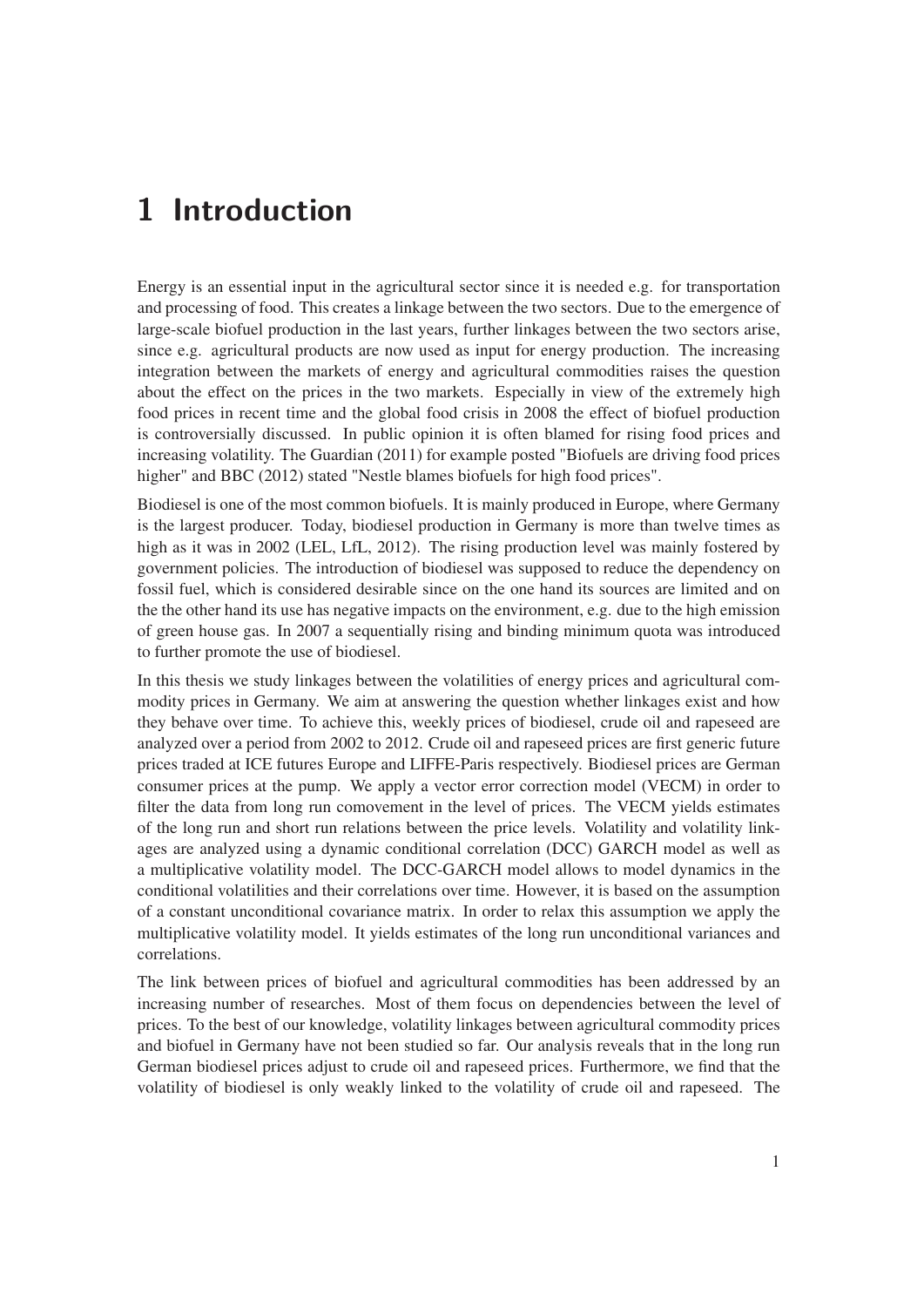# 1 Introduction

Energy is an essential input in the agricultural sector since it is needed e.g. for transportation and processing of food. This creates a linkage between the two sectors. Due to the emergence of large-scale biofuel production in the last years, further linkages between the two sectors arise, since e.g. agricultural products are now used as input for energy production. The increasing integration between the markets of energy and agricultural commodities raises the question about the effect on the prices in the two markets. Especially in view of the extremely high food prices in recent time and the global food crisis in 2008 the effect of biofuel production is controversially discussed. In public opinion it is often blamed for rising food prices and increasing volatility. The Guardian (2011) for example posted "Biofuels are driving food prices higher" and BBC (2012) stated "Nestle blames biofuels for high food prices".

Biodiesel is one of the most common biofuels. It is mainly produced in Europe, where Germany is the largest producer. Today, biodiesel production in Germany is more than twelve times as high as it was in 2002 (LEL, LfL, 2012). The rising production level was mainly fostered by government policies. The introduction of biodiesel was supposed to reduce the dependency on fossil fuel, which is considered desirable since on the one hand its sources are limited and on the the other hand its use has negative impacts on the environment, e.g. due to the high emission of green house gas. In 2007 a sequentially rising and binding minimum quota was introduced to further promote the use of biodiesel.

In this thesis we study linkages between the volatilities of energy prices and agricultural commodity prices in Germany. We aim at answering the question whether linkages exist and how they behave over time. To achieve this, weekly prices of biodiesel, crude oil and rapeseed are analyzed over a period from 2002 to 2012. Crude oil and rapeseed prices are first generic future prices traded at ICE futures Europe and LIFFE-Paris respectively. Biodiesel prices are German consumer prices at the pump. We apply a vector error correction model (VECM) in order to filter the data from long run comovement in the level of prices. The VECM yields estimates of the long run and short run relations between the price levels. Volatility and volatility linkages are analyzed using a dynamic conditional correlation (DCC) GARCH model as well as a multiplicative volatility model. The DCC-GARCH model allows to model dynamics in the conditional volatilities and their correlations over time. However, it is based on the assumption of a constant unconditional covariance matrix. In order to relax this assumption we apply the multiplicative volatility model. It yields estimates of the long run unconditional variances and correlations.

The link between prices of biofuel and agricultural commodities has been addressed by an increasing number of researches. Most of them focus on dependencies between the level of prices. To the best of our knowledge, volatility linkages between agricultural commodity prices and biofuel in Germany have not been studied so far. Our analysis reveals that in the long run German biodiesel prices adjust to crude oil and rapeseed prices. Furthermore, we find that the volatility of biodiesel is only weakly linked to the volatility of crude oil and rapeseed. The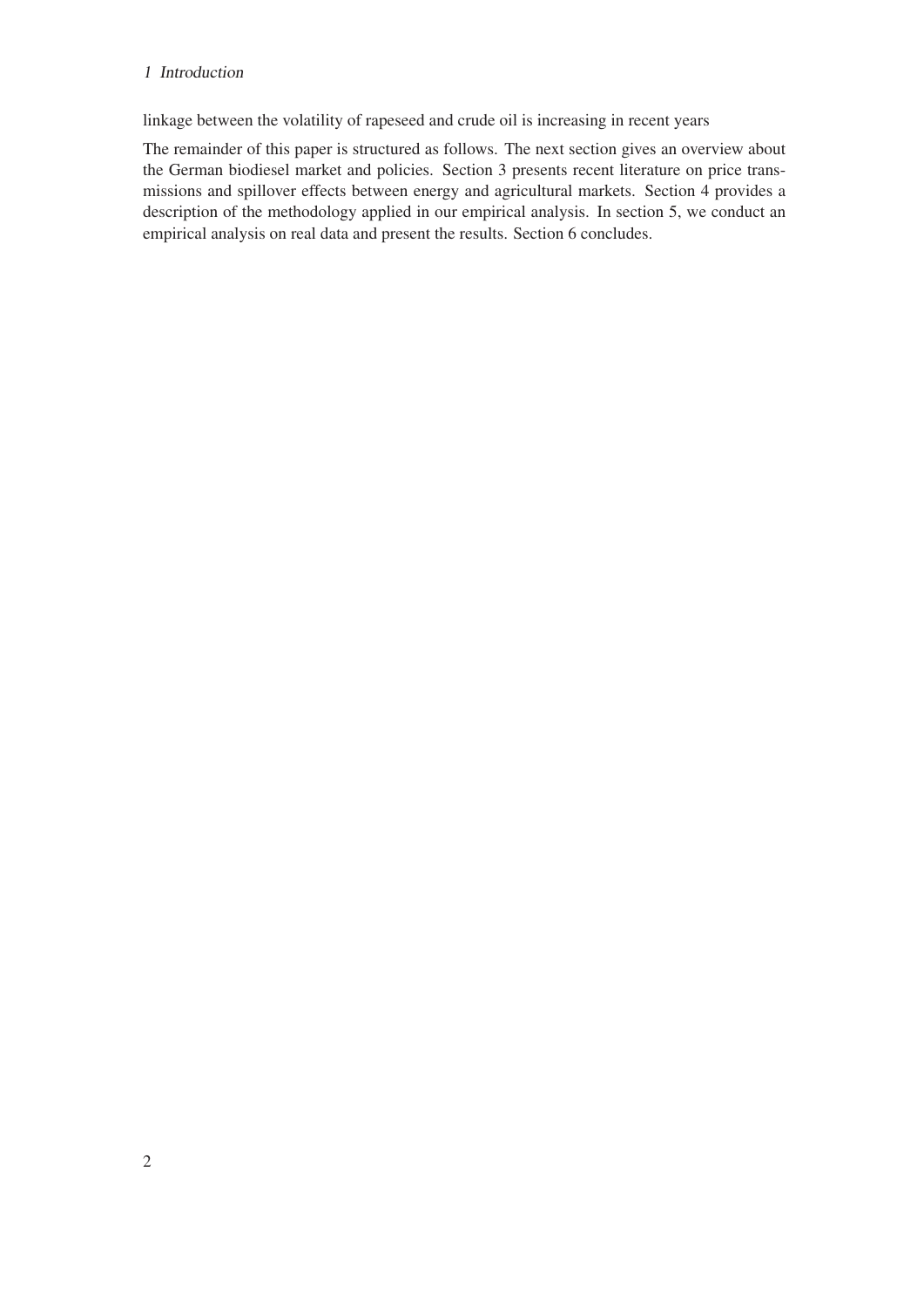linkage between the volatility of rapeseed and crude oil is increasing in recent years

The remainder of this paper is structured as follows. The next section gives an overview about the German biodiesel market and policies. Section 3 presents recent literature on price transmissions and spillover effects between energy and agricultural markets. Section 4 provides a description of the methodology applied in our empirical analysis. In section 5, we conduct an empirical analysis on real data and present the results. Section 6 concludes.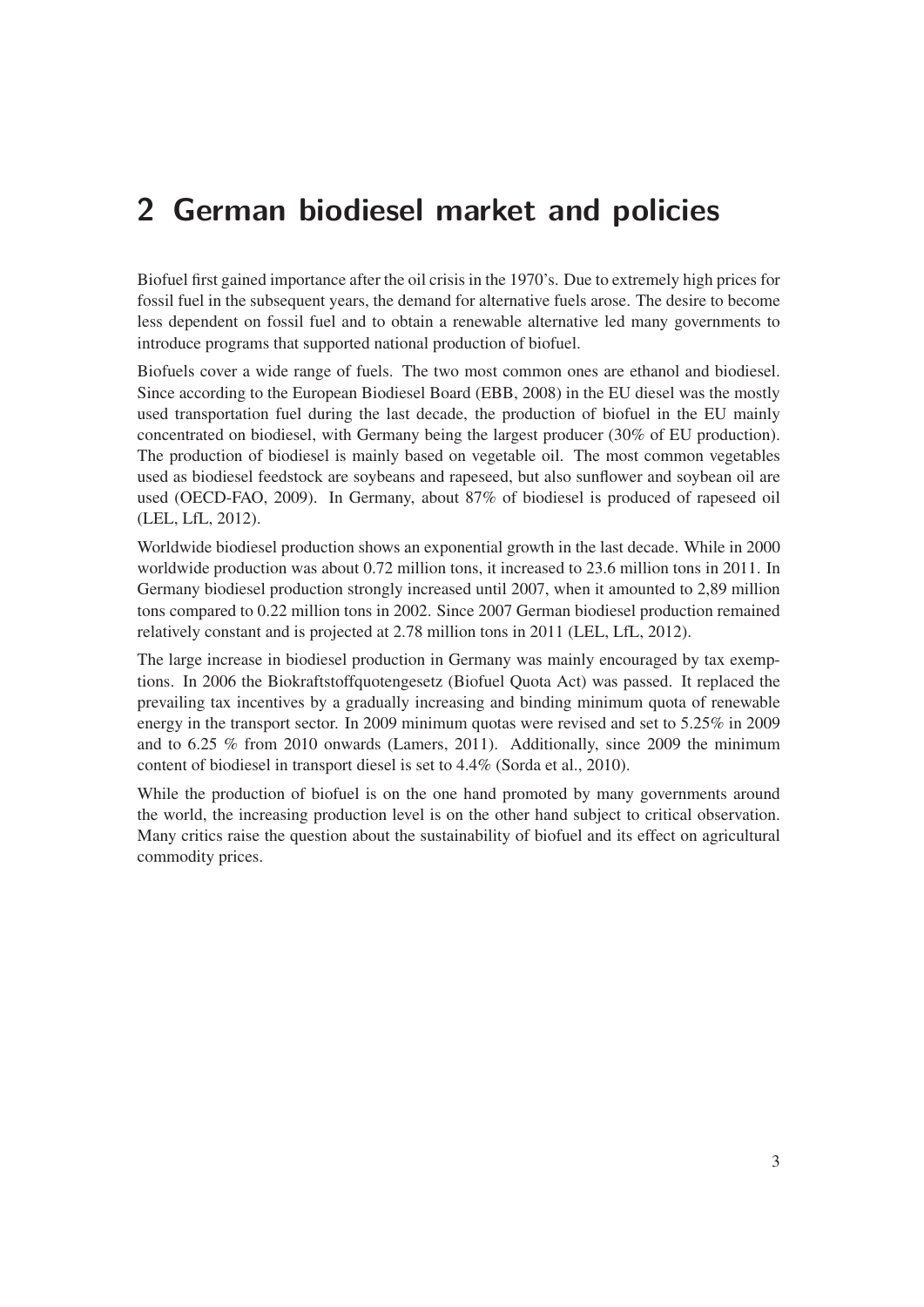# 2 German biodiesel market and policies

Biofuel first gained importance after the oil crisis in the 1970's. Due to extremely high prices for fossil fuel in the subsequent years, the demand for alternative fuels arose. The desire to become less dependent on fossil fuel and to obtain a renewable alternative led many governments to introduce programs that supported national production of biofuel.

Biofuels cover a wide range of fuels. The two most common ones are ethanol and biodiesel. Since according to the European Biodiesel Board (EBB, 2008) in the EU diesel was the mostly used transportation fuel during the last decade, the production of biofuel in the EU mainly concentrated on biodiesel, with Germany being the largest producer (30% of EU production). The production of biodiesel is mainly based on vegetable oil. The most common vegetables used as biodiesel feedstock are soybeans and rapeseed, but also sunflower and soybean oil are used (OECD-FAO, 2009). In Germany, about 87% of biodiesel is produced of rapeseed oil (LEL, LfL, 2012).

Worldwide biodiesel production shows an exponential growth in the last decade. While in 2000 worldwide production was about 0.72 million tons, it increased to 23.6 million tons in 2011. In Germany biodiesel production strongly increased until 2007, when it amounted to 2,89 million tons compared to 0.22 million tons in 2002. Since 2007 German biodiesel production remained relatively constant and is projected at 2.78 million tons in 2011 (LEL, LfL, 2012).

The large increase in biodiesel production in Germany was mainly encouraged by tax exemptions. In 2006 the Biokraftstoffquotengesetz (Biofuel Quota Act) was passed. It replaced the prevailing tax incentives by a gradually increasing and binding minimum quota of renewable energy in the transport sector. In 2009 minimum quotas were revised and set to 5.25% in 2009 and to 6.25 % from 2010 onwards (Lamers, 2011). Additionally, since 2009 the minimum content of biodiesel in transport diesel is set to 4.4% (Sorda et al., 2010).

While the production of biofuel is on the one hand promoted by many governments around the world, the increasing production level is on the other hand subject to critical observation. Many critics raise the question about the sustainability of biofuel and its effect on agricultural commodity prices.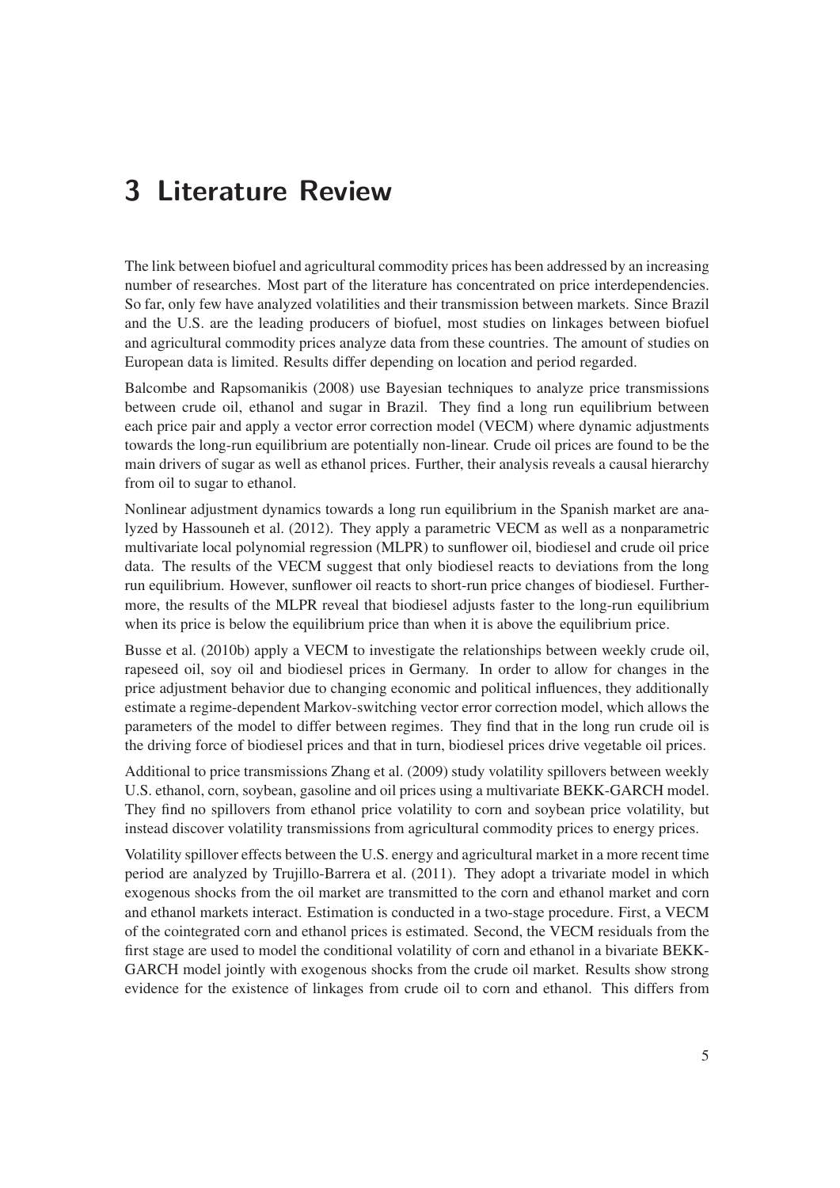# 3 Literature Review

The link between biofuel and agricultural commodity prices has been addressed by an increasing number of researches. Most part of the literature has concentrated on price interdependencies. So far, only few have analyzed volatilities and their transmission between markets. Since Brazil and the U.S. are the leading producers of biofuel, most studies on linkages between biofuel and agricultural commodity prices analyze data from these countries. The amount of studies on European data is limited. Results differ depending on location and period regarded.

Balcombe and Rapsomanikis (2008) use Bayesian techniques to analyze price transmissions between crude oil, ethanol and sugar in Brazil. They find a long run equilibrium between each price pair and apply a vector error correction model (VECM) where dynamic adjustments towards the long-run equilibrium are potentially non-linear. Crude oil prices are found to be the main drivers of sugar as well as ethanol prices. Further, their analysis reveals a causal hierarchy from oil to sugar to ethanol.

Nonlinear adjustment dynamics towards a long run equilibrium in the Spanish market are analyzed by Hassouneh et al. (2012). They apply a parametric VECM as well as a nonparametric multivariate local polynomial regression (MLPR) to sunflower oil, biodiesel and crude oil price data. The results of the VECM suggest that only biodiesel reacts to deviations from the long run equilibrium. However, sunflower oil reacts to short-run price changes of biodiesel. Furthermore, the results of the MLPR reveal that biodiesel adjusts faster to the long-run equilibrium when its price is below the equilibrium price than when it is above the equilibrium price.

Busse et al. (2010b) apply a VECM to investigate the relationships between weekly crude oil, rapeseed oil, soy oil and biodiesel prices in Germany. In order to allow for changes in the price adjustment behavior due to changing economic and political influences, they additionally estimate a regime-dependent Markov-switching vector error correction model, which allows the parameters of the model to differ between regimes. They find that in the long run crude oil is the driving force of biodiesel prices and that in turn, biodiesel prices drive vegetable oil prices.

Additional to price transmissions Zhang et al. (2009) study volatility spillovers between weekly U.S. ethanol, corn, soybean, gasoline and oil prices using a multivariate BEKK-GARCH model. They find no spillovers from ethanol price volatility to corn and soybean price volatility, but instead discover volatility transmissions from agricultural commodity prices to energy prices.

Volatility spillover effects between the U.S. energy and agricultural market in a more recent time period are analyzed by Trujillo-Barrera et al. (2011). They adopt a trivariate model in which exogenous shocks from the oil market are transmitted to the corn and ethanol market and corn and ethanol markets interact. Estimation is conducted in a two-stage procedure. First, a VECM of the cointegrated corn and ethanol prices is estimated. Second, the VECM residuals from the first stage are used to model the conditional volatility of corn and ethanol in a bivariate BEKK-GARCH model jointly with exogenous shocks from the crude oil market. Results show strong evidence for the existence of linkages from crude oil to corn and ethanol. This differs from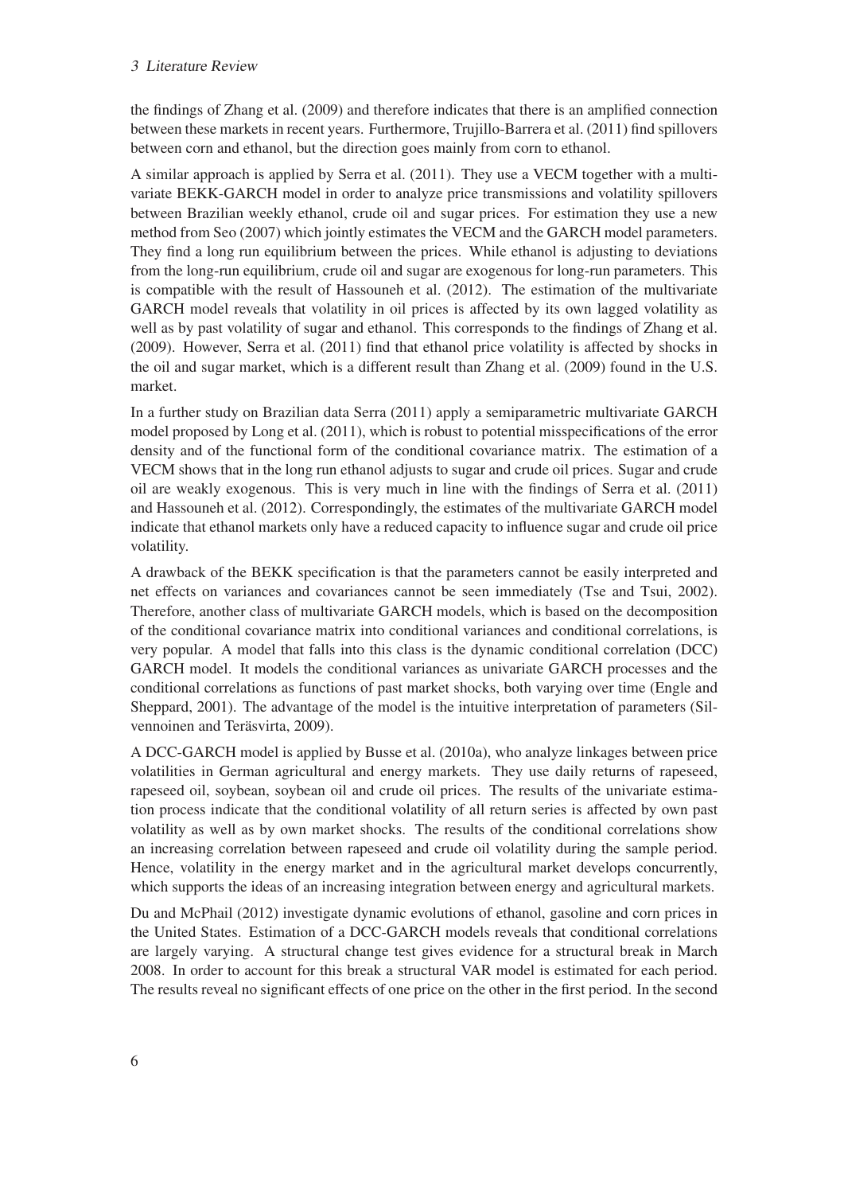the findings of Zhang et al. (2009) and therefore indicates that there is an amplified connection between these markets in recent years. Furthermore, Trujillo-Barrera et al. (2011) find spillovers between corn and ethanol, but the direction goes mainly from corn to ethanol.

A similar approach is applied by Serra et al. (2011). They use a VECM together with a multivariate BEKK-GARCH model in order to analyze price transmissions and volatility spillovers between Brazilian weekly ethanol, crude oil and sugar prices. For estimation they use a new method from Seo (2007) which jointly estimates the VECM and the GARCH model parameters. They find a long run equilibrium between the prices. While ethanol is adjusting to deviations from the long-run equilibrium, crude oil and sugar are exogenous for long-run parameters. This is compatible with the result of Hassouneh et al. (2012). The estimation of the multivariate GARCH model reveals that volatility in oil prices is affected by its own lagged volatility as well as by past volatility of sugar and ethanol. This corresponds to the findings of Zhang et al. (2009). However, Serra et al. (2011) find that ethanol price volatility is affected by shocks in the oil and sugar market, which is a different result than Zhang et al. (2009) found in the U.S. market.

In a further study on Brazilian data Serra (2011) apply a semiparametric multivariate GARCH model proposed by Long et al. (2011), which is robust to potential misspecifications of the error density and of the functional form of the conditional covariance matrix. The estimation of a VECM shows that in the long run ethanol adjusts to sugar and crude oil prices. Sugar and crude oil are weakly exogenous. This is very much in line with the findings of Serra et al. (2011) and Hassouneh et al. (2012). Correspondingly, the estimates of the multivariate GARCH model indicate that ethanol markets only have a reduced capacity to influence sugar and crude oil price volatility.

A drawback of the BEKK specification is that the parameters cannot be easily interpreted and net effects on variances and covariances cannot be seen immediately (Tse and Tsui, 2002). Therefore, another class of multivariate GARCH models, which is based on the decomposition of the conditional covariance matrix into conditional variances and conditional correlations, is very popular. A model that falls into this class is the dynamic conditional correlation (DCC) GARCH model. It models the conditional variances as univariate GARCH processes and the conditional correlations as functions of past market shocks, both varying over time (Engle and Sheppard, 2001). The advantage of the model is the intuitive interpretation of parameters (Silvennoinen and Teräsvirta, 2009).

A DCC-GARCH model is applied by Busse et al. (2010a), who analyze linkages between price volatilities in German agricultural and energy markets. They use daily returns of rapeseed, rapeseed oil, soybean, soybean oil and crude oil prices. The results of the univariate estimation process indicate that the conditional volatility of all return series is affected by own past volatility as well as by own market shocks. The results of the conditional correlations show an increasing correlation between rapeseed and crude oil volatility during the sample period. Hence, volatility in the energy market and in the agricultural market develops concurrently, which supports the ideas of an increasing integration between energy and agricultural markets.

Du and McPhail (2012) investigate dynamic evolutions of ethanol, gasoline and corn prices in the United States. Estimation of a DCC-GARCH models reveals that conditional correlations are largely varying. A structural change test gives evidence for a structural break in March 2008. In order to account for this break a structural VAR model is estimated for each period. The results reveal no significant effects of one price on the other in the first period. In the second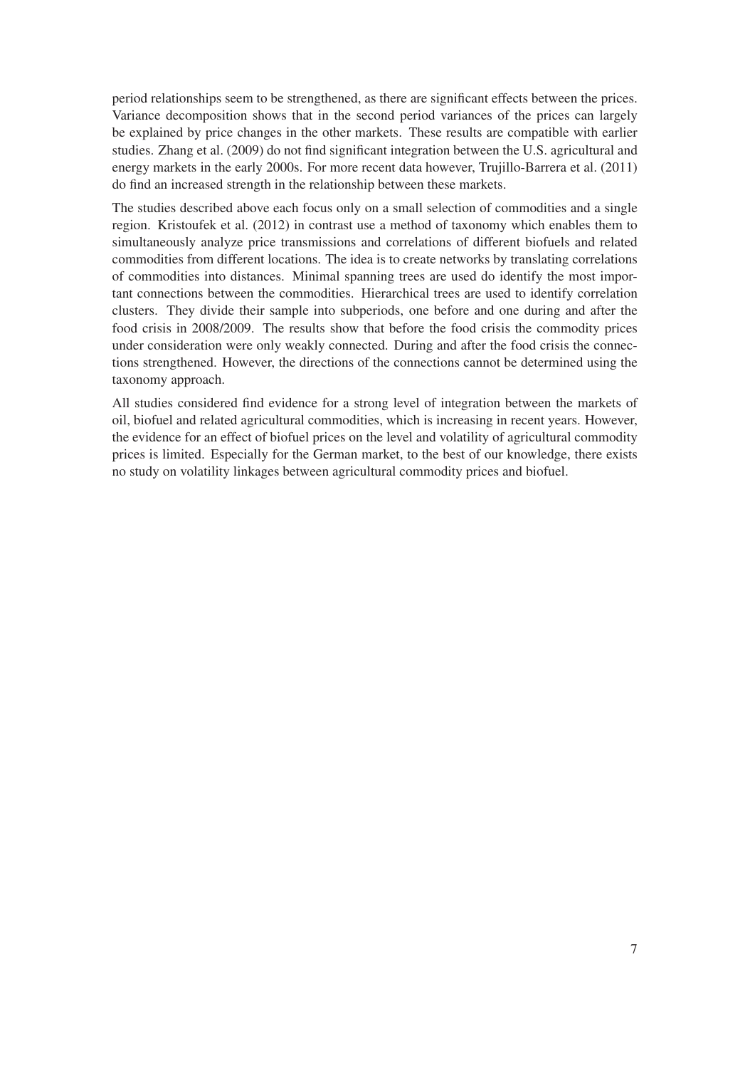period relationships seem to be strengthened, as there are significant effects between the prices. Variance decomposition shows that in the second period variances of the prices can largely be explained by price changes in the other markets. These results are compatible with earlier studies. Zhang et al. (2009) do not find significant integration between the U.S. agricultural and energy markets in the early 2000s. For more recent data however, Trujillo-Barrera et al. (2011) do find an increased strength in the relationship between these markets.

The studies described above each focus only on a small selection of commodities and a single region. Kristoufek et al. (2012) in contrast use a method of taxonomy which enables them to simultaneously analyze price transmissions and correlations of different biofuels and related commodities from different locations. The idea is to create networks by translating correlations of commodities into distances. Minimal spanning trees are used do identify the most important connections between the commodities. Hierarchical trees are used to identify correlation clusters. They divide their sample into subperiods, one before and one during and after the food crisis in 2008/2009. The results show that before the food crisis the commodity prices under consideration were only weakly connected. During and after the food crisis the connections strengthened. However, the directions of the connections cannot be determined using the taxonomy approach.

All studies considered find evidence for a strong level of integration between the markets of oil, biofuel and related agricultural commodities, which is increasing in recent years. However, the evidence for an effect of biofuel prices on the level and volatility of agricultural commodity prices is limited. Especially for the German market, to the best of our knowledge, there exists no study on volatility linkages between agricultural commodity prices and biofuel.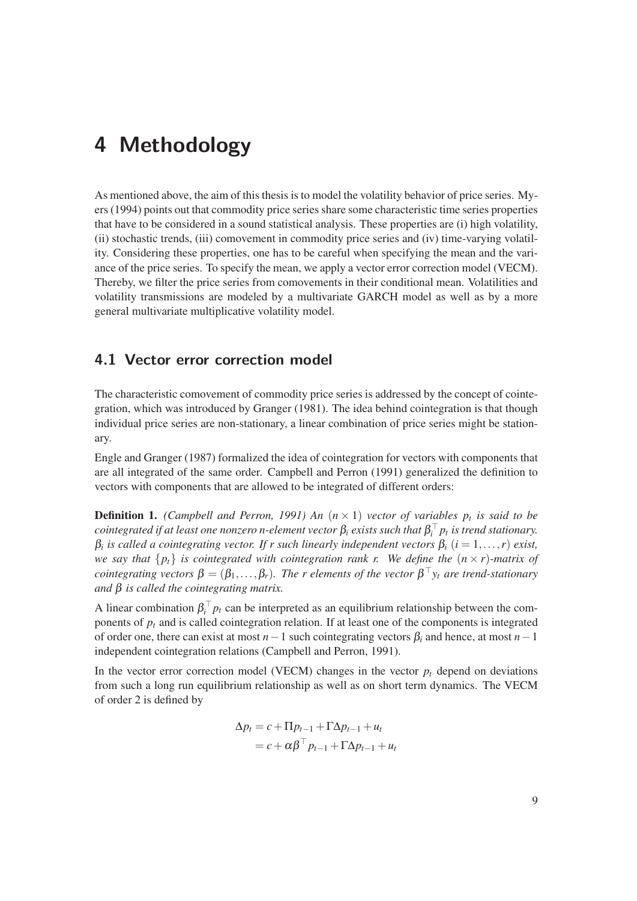# 4 Methodology

As mentioned above, the aim of this thesis is to model the volatility behavior of price series. Myers (1994) points out that commodity price series share some characteristic time series properties that have to be considered in a sound statistical analysis. These properties are (i) high volatility, (ii) stochastic trends, (iii) comovement in commodity price series and (iv) time-varying volatility. Considering these properties, one has to be careful when specifying the mean and the variance of the price series. To specify the mean, we apply a vector error correction model (VECM). Thereby, we filter the price series from comovements in their conditional mean. Volatilities and volatility transmissions are modeled by a multivariate GARCH model as well as by a more general multivariate multiplicative volatility model.

## 4.1 Vector error correction model

The characteristic comovement of commodity price series is addressed by the concept of cointegration, which was introduced by Granger (1981). The idea behind cointegration is that though individual price series are non-stationary, a linear combination of price series might be stationary.

Engle and Granger (1987) formalized the idea of cointegration for vectors with components that are all integrated of the same order. Campbell and Perron (1991) generalized the definition to vectors with components that are allowed to be integrated of different orders:

**Definition 1.** *(Campbell and Perron, 1991) An $(n \times 1)$ vector of variables $p_t$ is said to be cointegrated if at least one nonzero n-element vector $\beta_i$ exists such that $\beta_i^\top p_t$ is trend stationary. $\beta_i$ is called a cointegrating vector. If r such linearly independent vectors $\beta_i$ $(i = 1, \ldots, r)$ exist, we say that $\{p_t\}$ is cointegrated with cointegration rank r. We define the $(n \times r)$-matrix of cointegrating vectors $\beta = (\beta_1, \ldots, \beta_r)$. The r elements of the vector $\beta^\top y_t$ are trend-stationary and $\beta$ is called the cointegrating matrix.*

A linear combination $\beta_i^\top p_t$ can be interpreted as an equilibrium relationship between the components of $p_t$ and is called cointegration relation. If at least one of the components is integrated of order one, there can exist at most $n-1$ such cointegrating vectors $\beta_i$ and hence, at most $n-1$ independent cointegration relations (Campbell and Perron, 1991).

In the vector error correction model (VECM) changes in the vector $p_t$ depend on deviations from such a long run equilibrium relationship as well as on short term dynamics. The VECM of order 2 is defined by

$$
\begin{aligned}
\Delta p_t &= c + \Pi p_{t-1} + \Gamma \Delta p_{t-1} + u_t \\
&= c + \alpha \beta^\top p_{t-1} + \Gamma \Delta p_{t-1} + u_t
\end{aligned}
$$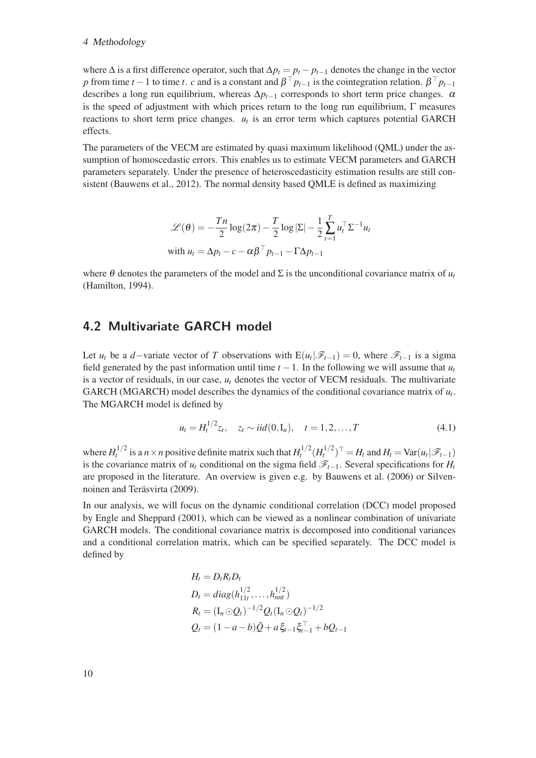where $\Delta$ is a first difference operator, such that $\Delta p_t = p_t - p_{t-1}$ denotes the change in the vector $p$ from time $t-1$ to time $t$. $c$ and is a constant and $\beta^\top p_{t-1}$ is the cointegration relation. $\beta^\top p_{t-1}$ describes a long run equilibrium, whereas $\Delta p_{t-1}$ corresponds to short term price changes. $\alpha$ is the speed of adjustment with which prices return to the long run equilibrium, $\Gamma$ measures reactions to short term price changes. $u_t$ is an error term which captures potential GARCH effects.

The parameters of the VECM are estimated by quasi maximum likelihood (QML) under the assumption of homoscedastic errors. This enables us to estimate VECM parameters and GARCH parameters separately. Under the presence of heteroscedasticity estimation results are still consistent (Bauwens et al., 2012). The normal density based QMLE is defined as maximizing

$$
\mathscr{L}(\theta) = -\frac{Tn}{2}\log(2\pi) - \frac{T}{2}\log|\Sigma| - \frac{1}{2}\sum_{t=1}^{T} u_t^\top \Sigma^{-1} u_t
$$
$$
\text{with } u_t = \Delta p_t - c - \alpha\beta^\top p_{t-1} - \Gamma \Delta p_{t-1}
$$

where $\theta$ denotes the parameters of the model and $\Sigma$ is the unconditional covariance matrix of $u_t$ (Hamilton, 1994).

## 4.2 Multivariate GARCH model

Let $u_t$ be a $d-$variate vector of $T$ observations with $\mathrm{E}(u_t|\mathscr{F}_{t-1}) = 0$, where $\mathscr{F}_{t-1}$ is a sigma field generated by the past information until time $t-1$. In the following we will assume that $u_t$ is a vector of residuals, in our case, $u_t$ denotes the vector of VECM residuals. The multivariate GARCH (MGARCH) model describes the dynamics of the conditional covariance matrix of $u_t$. The MGARCH model is defined by

$$
u_t = H_t^{1/2} z_t, \quad z_t \sim iid(0, \mathrm{I}_n), \quad t = 1, 2, \ldots, T \tag{4.1}
$$

where $H_t^{1/2}$ is a $n \times n$ positive definite matrix such that $H_t^{1/2}(H_t^{1/2})^\top = H_t$ and $H_t = \mathrm{Var}(u_t|\mathscr{F}_{t-1})$ is the covariance matrix of $u_t$ conditional on the sigma field $\mathscr{F}_{t-1}$. Several specifications for $H_t$ are proposed in the literature. An overview is given e.g. by Bauwens et al. (2006) or Silvennoinen and Teräsvirta (2009).

In our analysis, we will focus on the dynamic conditional correlation (DCC) model proposed by Engle and Sheppard (2001), which can be viewed as a nonlinear combination of univariate GARCH models. The conditional covariance matrix is decomposed into conditional variances and a conditional correlation matrix, which can be specified separately. The DCC model is defined by

$$
\begin{aligned}
H_t &= D_t R_t D_t \\
D_t &= diag(h_{11t}^{1/2}, \ldots, h_{nnt}^{1/2}) \\
R_t &= (\mathrm{I}_n \odot Q_t)^{-1/2} Q_t (\mathrm{I}_n \odot Q_t)^{-1/2} \\
Q_t &= (1-a-b)\bar{Q} + a\,\xi_{t-1}\xi_{t-1}^\top + bQ_{t-1}
\end{aligned}
$$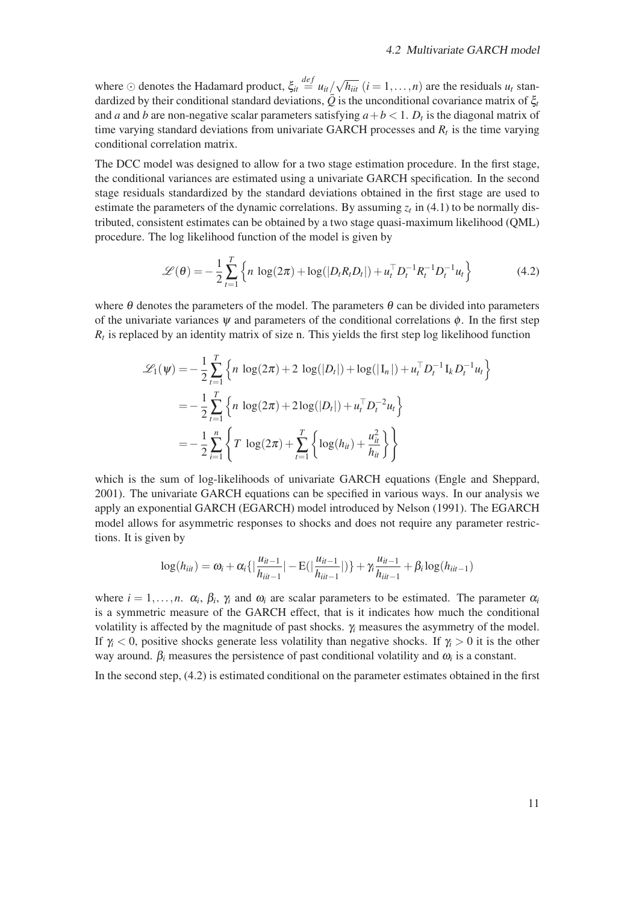where $\odot$ denotes the Hadamard product, $\xi_{it} \stackrel{def}{=} u_{it}/\sqrt{h_{iit}}$ $(i = 1, \ldots, n)$ are the residuals $u_t$ standardized by their conditional standard deviations, $\bar{Q}$ is the unconditional covariance matrix of $\xi_t$ and $a$ and $b$ are non-negative scalar parameters satisfying $a + b < 1$. $D_t$ is the diagonal matrix of time varying standard deviations from univariate GARCH processes and $R_t$ is the time varying conditional correlation matrix.

The DCC model was designed to allow for a two stage estimation procedure. In the first stage, the conditional variances are estimated using a univariate GARCH specification. In the second stage residuals standardized by the standard deviations obtained in the first stage are used to estimate the parameters of the dynamic correlations. By assuming $z_t$ in (4.1) to be normally distributed, consistent estimates can be obtained by a two stage quasi-maximum likelihood (QML) procedure. The log likelihood function of the model is given by

$$\mathscr{L}(\theta) = -\frac{1}{2}\sum_{t=1}^{T}\left\{n\ \log(2\pi) + \log(|D_t R_t D_t|) + u_t^\top D_t^{-1} R_t^{-1} D_t^{-1} u_t\right\} \tag{4.2}$$

where $\theta$ denotes the parameters of the model. The parameters $\theta$ can be divided into parameters of the univariate variances $\psi$ and parameters of the conditional correlations $\phi$. In the first step $R_t$ is replaced by an identity matrix of size n. This yields the first step log likelihood function

$$\begin{aligned}
\mathscr{L}_1(\psi) &= -\frac{1}{2}\sum_{t=1}^{T}\left\{n\ \log(2\pi) + 2\ \log(|D_t|) + \log(|\mathrm{I}_n|) + u_t^\top D_t^{-1}\,\mathrm{I}_k\,D_t^{-1} u_t\right\} \\
&= -\frac{1}{2}\sum_{t=1}^{T}\left\{n\ \log(2\pi) + 2\log(|D_t|) + u_t^\top D_t^{-2} u_t\right\} \\
&= -\frac{1}{2}\sum_{i=1}^{n}\left\{T\ \log(2\pi) + \sum_{t=1}^{T}\left\{\log(h_{it}) + \frac{u_{it}^2}{h_{it}}\right\}\right\}
\end{aligned}$$

which is the sum of log-likelihoods of univariate GARCH equations (Engle and Sheppard, 2001). The univariate GARCH equations can be specified in various ways. In our analysis we apply an exponential GARCH (EGARCH) model introduced by Nelson (1991). The EGARCH model allows for asymmetric responses to shocks and does not require any parameter restrictions. It is given by

$$\log(h_{iit}) = \omega_i + \alpha_i\{|\frac{u_{it-1}}{h_{iit-1}}| - \mathrm{E}(|\frac{u_{it-1}}{h_{iit-1}}|)\} + \gamma_i \frac{u_{it-1}}{h_{iit-1}} + \beta_i \log(h_{iit-1})$$

where $i = 1, \ldots, n$. $\alpha_i$, $\beta_i$, $\gamma_i$ and $\omega_i$ are scalar parameters to be estimated. The parameter $\alpha_i$ is a symmetric measure of the GARCH effect, that is it indicates how much the conditional volatility is affected by the magnitude of past shocks. $\gamma_i$ measures the asymmetry of the model. If $\gamma_i < 0$, positive shocks generate less volatility than negative shocks. If $\gamma_i > 0$ it is the other way around. $\beta_i$ measures the persistence of past conditional volatility and $\omega_i$ is a constant.

In the second step, (4.2) is estimated conditional on the parameter estimates obtained in the first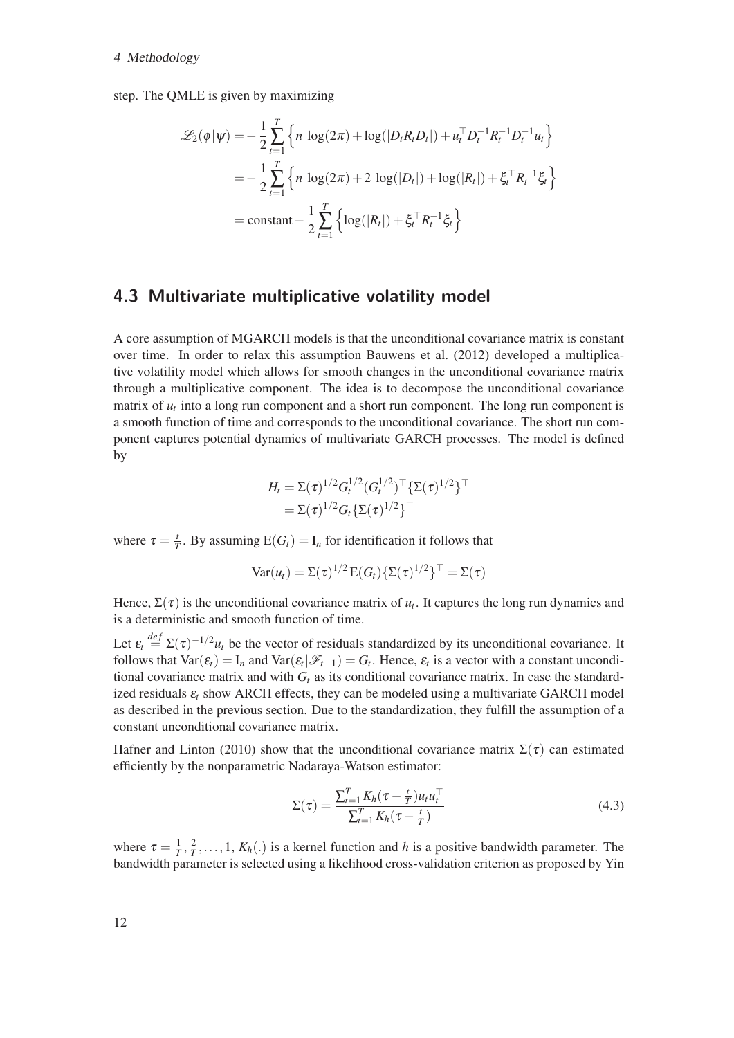step. The QMLE is given by maximizing

$$
\begin{aligned}
\mathscr{L}_2(\phi|\psi) &= -\frac{1}{2}\sum_{t=1}^{T}\left\{n\ \log(2\pi) + \log(|D_t R_t D_t|) + u_t^\top D_t^{-1} R_t^{-1} D_t^{-1} u_t\right\} \\
&= -\frac{1}{2}\sum_{t=1}^{T}\left\{n\ \log(2\pi) + 2\ \log(|D_t|) + \log(|R_t|) + \xi_t^\top R_t^{-1}\xi_t\right\} \\
&= \text{constant} - \frac{1}{2}\sum_{t=1}^{T}\left\{\log(|R_t|) + \xi_t^\top R_t^{-1}\xi_t\right\}
\end{aligned}
$$

## 4.3 Multivariate multiplicative volatility model

A core assumption of MGARCH models is that the unconditional covariance matrix is constant over time. In order to relax this assumption Bauwens et al. (2012) developed a multiplicative volatility model which allows for smooth changes in the unconditional covariance matrix through a multiplicative component. The idea is to decompose the unconditional covariance matrix of $u_t$ into a long run component and a short run component. The long run component is a smooth function of time and corresponds to the unconditional covariance. The short run component captures potential dynamics of multivariate GARCH processes. The model is defined by

$$
\begin{aligned}
H_t &= \Sigma(\tau)^{1/2} G_t^{1/2} (G_t^{1/2})^\top \{\Sigma(\tau)^{1/2}\}^\top \\
&= \Sigma(\tau)^{1/2} G_t \{\Sigma(\tau)^{1/2}\}^\top
\end{aligned}
$$

where $\tau = \frac{t}{T}$. By assuming $\mathrm{E}(G_t) = \mathrm{I}_n$ for identification it follows that

$$
\mathrm{Var}(u_t) = \Sigma(\tau)^{1/2}\,\mathrm{E}(G_t)\{\Sigma(\tau)^{1/2}\}^\top = \Sigma(\tau)
$$

Hence, $\Sigma(\tau)$ is the unconditional covariance matrix of $u_t$. It captures the long run dynamics and is a deterministic and smooth function of time.

Let $\varepsilon_t \stackrel{def}{=} \Sigma(\tau)^{-1/2} u_t$ be the vector of residuals standardized by its unconditional covariance. It follows that $\mathrm{Var}(\varepsilon_t) = \mathrm{I}_n$ and $\mathrm{Var}(\varepsilon_t|\mathscr{F}_{t-1}) = G_t$. Hence, $\varepsilon_t$ is a vector with a constant unconditional covariance matrix and with $G_t$ as its conditional covariance matrix. In case the standardized residuals $\varepsilon_t$ show ARCH effects, they can be modeled using a multivariate GARCH model as described in the previous section. Due to the standardization, they fulfill the assumption of a constant unconditional covariance matrix.

Hafner and Linton (2010) show that the unconditional covariance matrix $\Sigma(\tau)$ can estimated efficiently by the nonparametric Nadaraya-Watson estimator:

$$
\Sigma(\tau) = \frac{\sum_{t=1}^{T} K_h(\tau - \frac{t}{T}) u_t u_t^\top}{\sum_{t=1}^{T} K_h(\tau - \frac{t}{T})} \tag{4.3}
$$

where $\tau = \frac{1}{T}, \frac{2}{T}, \ldots, 1$, $K_h(.)$ is a kernel function and $h$ is a positive bandwidth parameter. The bandwidth parameter is selected using a likelihood cross-validation criterion as proposed by Yin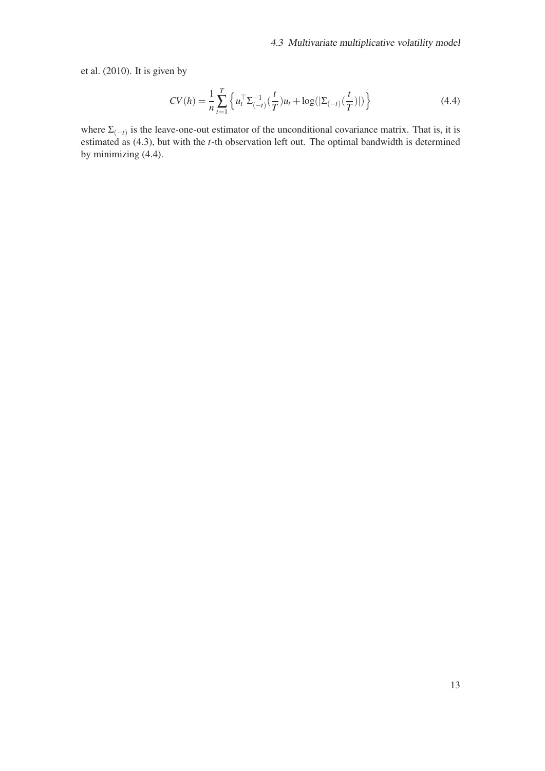et al. (2010). It is given by

$$CV(h) = \frac{1}{n} \sum_{t=1}^{T} \left\{ u_t^\top \Sigma_{(-t)}^{-1}(\frac{t}{T}) u_t + \log(|\Sigma_{(-t)}(\frac{t}{T})|) \right\} \tag{4.4}$$

where $\Sigma_{(-t)}$ is the leave-one-out estimator of the unconditional covariance matrix. That is, it is estimated as (4.3), but with the $t$-th observation left out. The optimal bandwidth is determined by minimizing (4.4).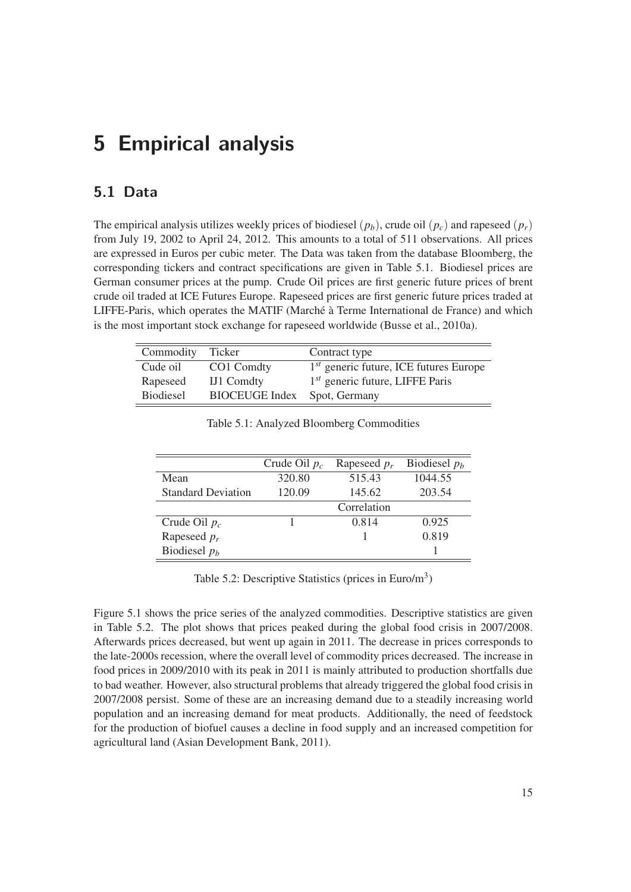# 5 Empirical analysis

## 5.1 Data

The empirical analysis utilizes weekly prices of biodiesel $(p_b)$, crude oil $(p_c)$ and rapeseed $(p_r)$ from July 19, 2002 to April 24, 2012. This amounts to a total of 511 observations. All prices are expressed in Euros per cubic meter. The Data was taken from the database Bloomberg, the corresponding tickers and contract specifications are given in Table 5.1. Biodiesel prices are German consumer prices at the pump. Crude Oil prices are first generic future prices of brent crude oil traded at ICE Futures Europe. Rapeseed prices are first generic future prices traded at LIFFE-Paris, which operates the MATIF (Marché à Terme International de France) and which is the most important stock exchange for rapeseed worldwide (Busse et al., 2010a).

| Commodity | Ticker | Contract type |
|---|---|---|
| Cude oil | CO1 Comdty | $1^{st}$ generic future, ICE futures Europe |
| Rapeseed | IJ1 Comdty | $1^{st}$ generic future, LIFFE Paris |
| Biodiesel | BIOCEUGE Index | Spot, Germany |

Table 5.1: Analyzed Bloomberg Commodities

| | Crude Oil $p_c$ | Rapeseed $p_r$ | Biodiesel $p_b$ |
|---|---|---|---|
| Mean | 320.80 | 515.43 | 1044.55 |
| Standard Deviation | 120.09 | 145.62 | 203.54 |
| | | Correlation | |
| Crude Oil $p_c$ | 1 | 0.814 | 0.925 |
| Rapeseed $p_r$ | | 1 | 0.819 |
| Biodiesel $p_b$ | | | 1 |

Table 5.2: Descriptive Statistics (prices in Euro/m$^3$)

Figure 5.1 shows the price series of the analyzed commodities. Descriptive statistics are given in Table 5.2. The plot shows that prices peaked during the global food crisis in 2007/2008. Afterwards prices decreased, but went up again in 2011. The decrease in prices corresponds to the late-2000s recession, where the overall level of commodity prices decreased. The increase in food prices in 2009/2010 with its peak in 2011 is mainly attributed to production shortfalls due to bad weather. However, also structural problems that already triggered the global food crisis in 2007/2008 persist. Some of these are an increasing demand due to a steadily increasing world population and an increasing demand for meat products. Additionally, the need of feedstock for the production of biofuel causes a decline in food supply and an increased competition for agricultural land (Asian Development Bank, 2011).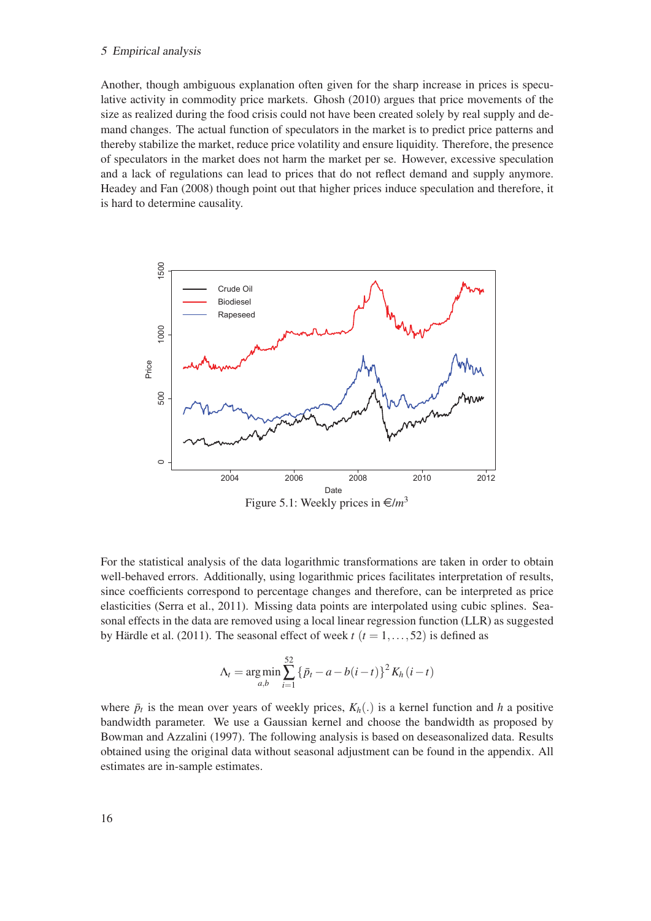Another, though ambiguous explanation often given for the sharp increase in prices is speculative activity in commodity price markets. Ghosh (2010) argues that price movements of the size as realized during the food crisis could not have been created solely by real supply and demand changes. The actual function of speculators in the market is to predict price patterns and thereby stabilize the market, reduce price volatility and ensure liquidity. Therefore, the presence of speculators in the market does not harm the market per se. However, excessive speculation and a lack of regulations can lead to prices that do not reflect demand and supply anymore. Headey and Fan (2008) though point out that higher prices induce speculation and therefore, it is hard to determine causality.

Figure 5.1: Weekly prices in €/$m^3$

For the statistical analysis of the data logarithmic transformations are taken in order to obtain well-behaved errors. Additionally, using logarithmic prices facilitates interpretation of results, since coefficients correspond to percentage changes and therefore, can be interpreted as price elasticities (Serra et al., 2011). Missing data points are interpolated using cubic splines. Seasonal effects in the data are removed using a local linear regression function (LLR) as suggested by Härdle et al. (2011). The seasonal effect of week $t$ $(t = 1, \ldots, 52)$ is defined as

$$\Lambda_t = \arg\min_{a,b} \sum_{i=1}^{52} \{\bar{p}_t - a - b(i-t)\}^2 K_h(i-t)$$

where $\bar{p}_t$ is the mean over years of weekly prices, $K_h(.)$ is a kernel function and $h$ a positive bandwidth parameter. We use a Gaussian kernel and choose the bandwidth as proposed by Bowman and Azzalini (1997). The following analysis is based on deseasonalized data. Results obtained using the original data without seasonal adjustment can be found in the appendix. All estimates are in-sample estimates.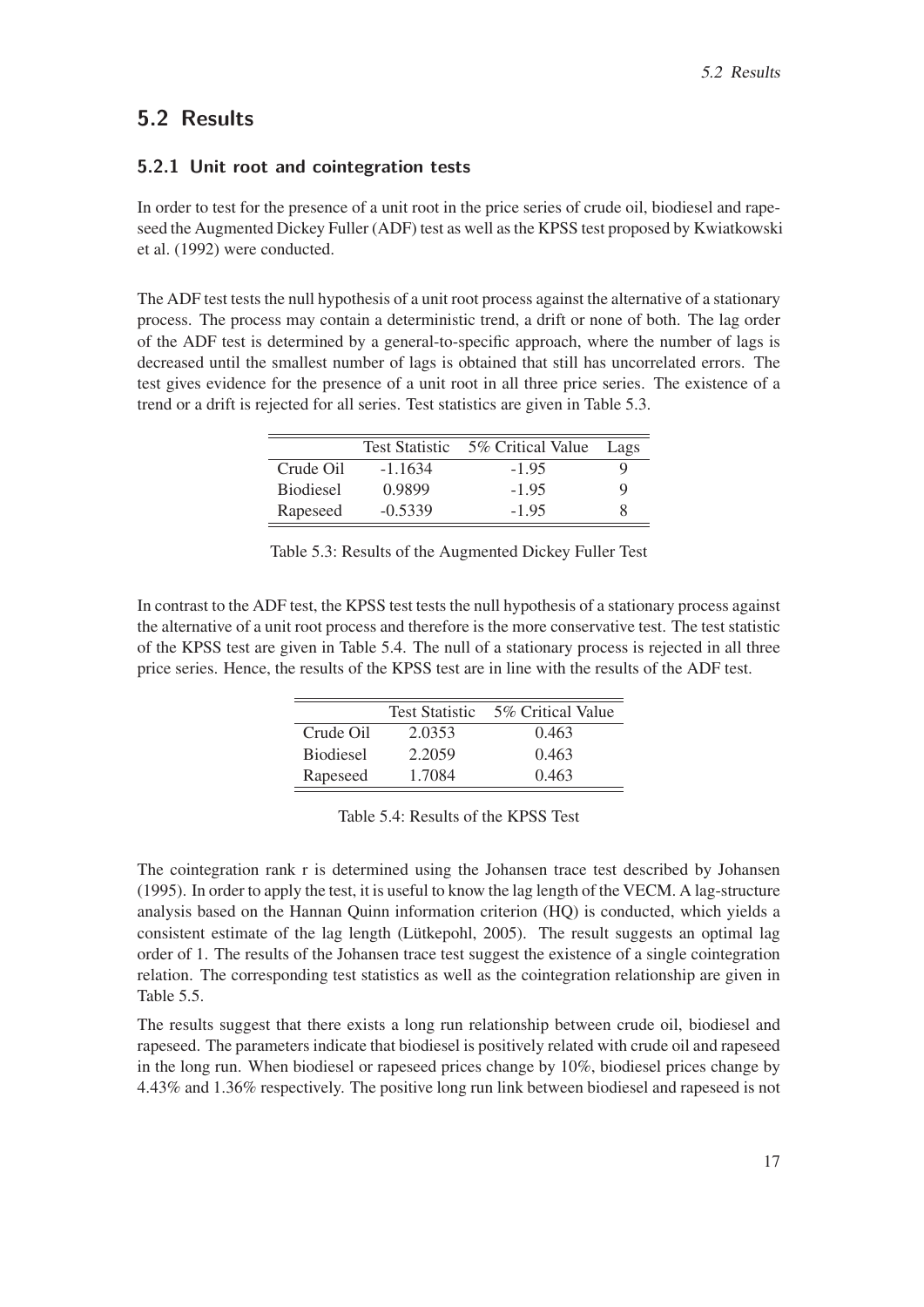## 5.2 Results

### 5.2.1 Unit root and cointegration tests

In order to test for the presence of a unit root in the price series of crude oil, biodiesel and rapeseed the Augmented Dickey Fuller (ADF) test as well as the KPSS test proposed by Kwiatkowski et al. (1992) were conducted.

The ADF test tests the null hypothesis of a unit root process against the alternative of a stationary process. The process may contain a deterministic trend, a drift or none of both. The lag order of the ADF test is determined by a general-to-specific approach, where the number of lags is decreased until the smallest number of lags is obtained that still has uncorrelated errors. The test gives evidence for the presence of a unit root in all three price series. The existence of a trend or a drift is rejected for all series. Test statistics are given in Table 5.3.

| | Test Statistic | 5% Critical Value | Lags |
|---|---|---|---|
| Crude Oil | -1.1634 | -1.95 | 9 |
| Biodiesel | 0.9899 | -1.95 | 9 |
| Rapeseed | -0.5339 | -1.95 | 8 |

Table 5.3: Results of the Augmented Dickey Fuller Test

In contrast to the ADF test, the KPSS test tests the null hypothesis of a stationary process against the alternative of a unit root process and therefore is the more conservative test. The test statistic of the KPSS test are given in Table 5.4. The null of a stationary process is rejected in all three price series. Hence, the results of the KPSS test are in line with the results of the ADF test.

| | Test Statistic | 5% Critical Value |
|---|---|---|
| Crude Oil | 2.0353 | 0.463 |
| Biodiesel | 2.2059 | 0.463 |
| Rapeseed | 1.7084 | 0.463 |

Table 5.4: Results of the KPSS Test

The cointegration rank r is determined using the Johansen trace test described by Johansen (1995). In order to apply the test, it is useful to know the lag length of the VECM. A lag-structure analysis based on the Hannan Quinn information criterion (HQ) is conducted, which yields a consistent estimate of the lag length (Lütkepohl, 2005). The result suggests an optimal lag order of 1. The results of the Johansen trace test suggest the existence of a single cointegration relation. The corresponding test statistics as well as the cointegration relationship are given in Table 5.5.

The results suggest that there exists a long run relationship between crude oil, biodiesel and rapeseed. The parameters indicate that biodiesel is positively related with crude oil and rapeseed in the long run. When biodiesel or rapeseed prices change by 10%, biodiesel prices change by 4.43% and 1.36% respectively. The positive long run link between biodiesel and rapeseed is not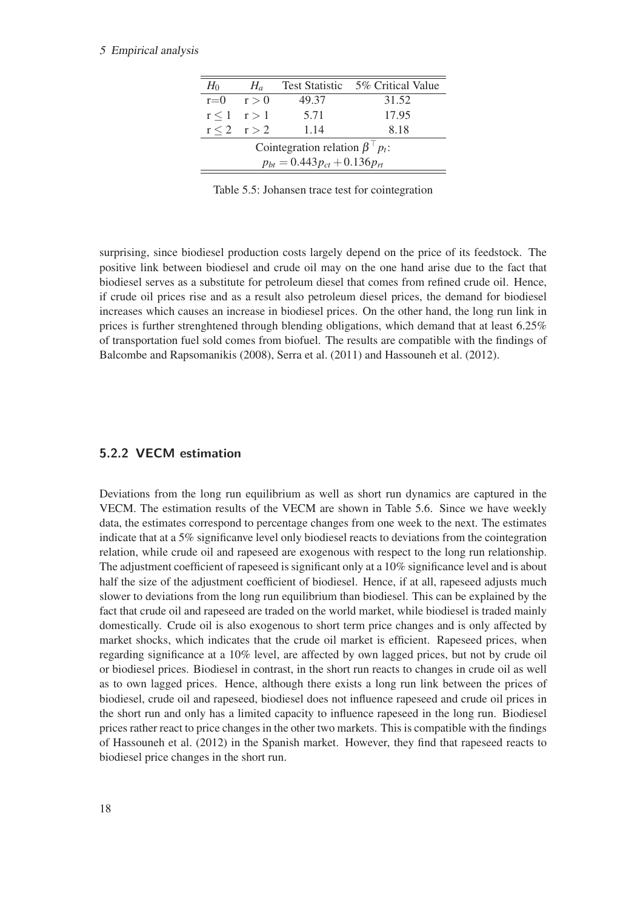| $H_0$ | $H_a$ | Test Statistic | 5% Critical Value |
|---|---|---|---|
| r=0 | $r > 0$ | 49.37 | 31.52 |
| $r \leq 1$ | $r > 1$ | 5.71 | 17.95 |
| $r \leq 2$ | $r > 2$ | 1.14 | 8.18 |
| Cointegration relation $\beta^{\top} p_t$: | | | |
| $p_{bt} = 0.443 p_{ct} + 0.136 p_{rt}$ | | | |

Table 5.5: Johansen trace test for cointegration

surprising, since biodiesel production costs largely depend on the price of its feedstock. The positive link between biodiesel and crude oil may on the one hand arise due to the fact that biodiesel serves as a substitute for petroleum diesel that comes from refined crude oil. Hence, if crude oil prices rise and as a result also petroleum diesel prices, the demand for biodiesel increases which causes an increase in biodiesel prices. On the other hand, the long run link in prices is further strenghtened through blending obligations, which demand that at least 6.25% of transportation fuel sold comes from biofuel. The results are compatible with the findings of Balcombe and Rapsomanikis (2008), Serra et al. (2011) and Hassouneh et al. (2012).

### 5.2.2 VECM estimation

Deviations from the long run equilibrium as well as short run dynamics are captured in the VECM. The estimation results of the VECM are shown in Table 5.6. Since we have weekly data, the estimates correspond to percentage changes from one week to the next. The estimates indicate that at a 5% significanve level only biodiesel reacts to deviations from the cointegration relation, while crude oil and rapeseed are exogenous with respect to the long run relationship. The adjustment coefficient of rapeseed is significant only at a 10% significance level and is about half the size of the adjustment coefficient of biodiesel. Hence, if at all, rapeseed adjusts much slower to deviations from the long run equilibrium than biodiesel. This can be explained by the fact that crude oil and rapeseed are traded on the world market, while biodiesel is traded mainly domestically. Crude oil is also exogenous to short term price changes and is only affected by market shocks, which indicates that the crude oil market is efficient. Rapeseed prices, when regarding significance at a 10% level, are affected by own lagged prices, but not by crude oil or biodiesel prices. Biodiesel in contrast, in the short run reacts to changes in crude oil as well as to own lagged prices. Hence, although there exists a long run link between the prices of biodiesel, crude oil and rapeseed, biodiesel does not influence rapeseed and crude oil prices in the short run and only has a limited capacity to influence rapeseed in the long run. Biodiesel prices rather react to price changes in the other two markets. This is compatible with the findings of Hassouneh et al. (2012) in the Spanish market. However, they find that rapeseed reacts to biodiesel price changes in the short run.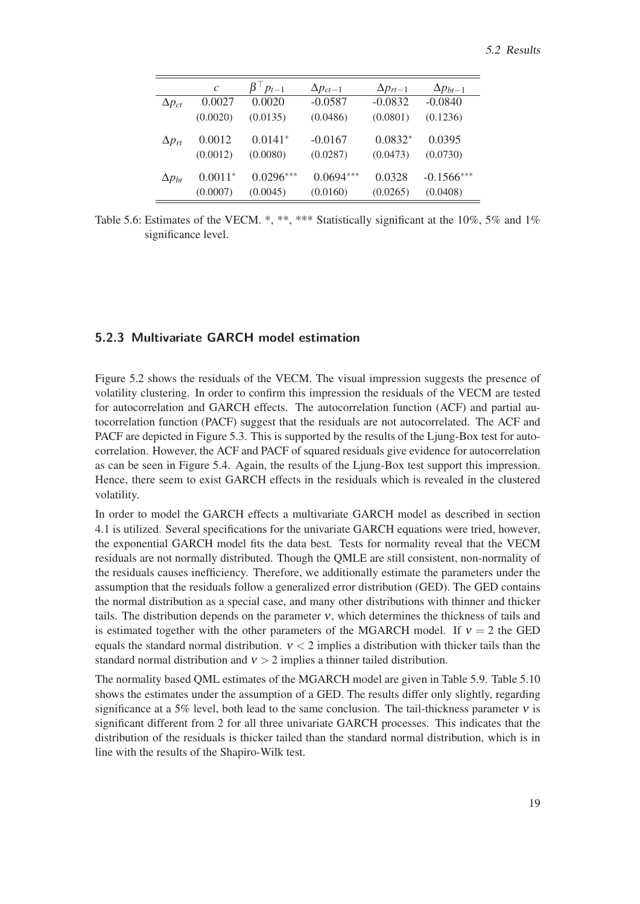| | $c$ | $\beta^\top p_{t-1}$ | $\Delta p_{ct-1}$ | $\Delta p_{rt-1}$ | $\Delta p_{bt-1}$ |
|---|---|---|---|---|---|
| $\Delta p_{ct}$ | 0.0027 | 0.0020 | -0.0587 | -0.0832 | -0.0840 |
| | (0.0020) | (0.0135) | (0.0486) | (0.0801) | (0.1236) |
| $\Delta p_{rt}$ | 0.0012 | $0.0141^{*}$ | -0.0167 | $0.0832^{*}$ | 0.0395 |
| | (0.0012) | (0.0080) | (0.0287) | (0.0473) | (0.0730) |
| $\Delta p_{bt}$ | $0.0011^{*}$ | $0.0296^{***}$ | $0.0694^{***}$ | 0.0328 | $-0.1566^{***}$ |
| | (0.0007) | (0.0045) | (0.0160) | (0.0265) | (0.0408) |

Table 5.6: Estimates of the VECM. *, **, *** Statistically significant at the 10%, 5% and 1% significance level.

### 5.2.3 Multivariate GARCH model estimation

Figure 5.2 shows the residuals of the VECM. The visual impression suggests the presence of volatility clustering. In order to confirm this impression the residuals of the VECM are tested for autocorrelation and GARCH effects. The autocorrelation function (ACF) and partial autocorrelation function (PACF) suggest that the residuals are not autocorrelated. The ACF and PACF are depicted in Figure 5.3. This is supported by the results of the Ljung-Box test for autocorrelation. However, the ACF and PACF of squared residuals give evidence for autocorrelation as can be seen in Figure 5.4. Again, the results of the Ljung-Box test support this impression. Hence, there seem to exist GARCH effects in the residuals which is revealed in the clustered volatility.

In order to model the GARCH effects a multivariate GARCH model as described in section 4.1 is utilized. Several specifications for the univariate GARCH equations were tried, however, the exponential GARCH model fits the data best. Tests for normality reveal that the VECM residuals are not normally distributed. Though the QMLE are still consistent, non-normality of the residuals causes inefficiency. Therefore, we additionally estimate the parameters under the assumption that the residuals follow a generalized error distribution (GED). The GED contains the normal distribution as a special case, and many other distributions with thinner and thicker tails. The distribution depends on the parameter $\nu$, which determines the thickness of tails and is estimated together with the other parameters of the MGARCH model. If $\nu = 2$ the GED equals the standard normal distribution. $\nu < 2$ implies a distribution with thicker tails than the standard normal distribution and $\nu > 2$ implies a thinner tailed distribution.

The normality based QML estimates of the MGARCH model are given in Table 5.9. Table 5.10 shows the estimates under the assumption of a GED. The results differ only slightly, regarding significance at a 5% level, both lead to the same conclusion. The tail-thickness parameter $\nu$ is significant different from 2 for all three univariate GARCH processes. This indicates that the distribution of the residuals is thicker tailed than the standard normal distribution, which is in line with the results of the Shapiro-Wilk test.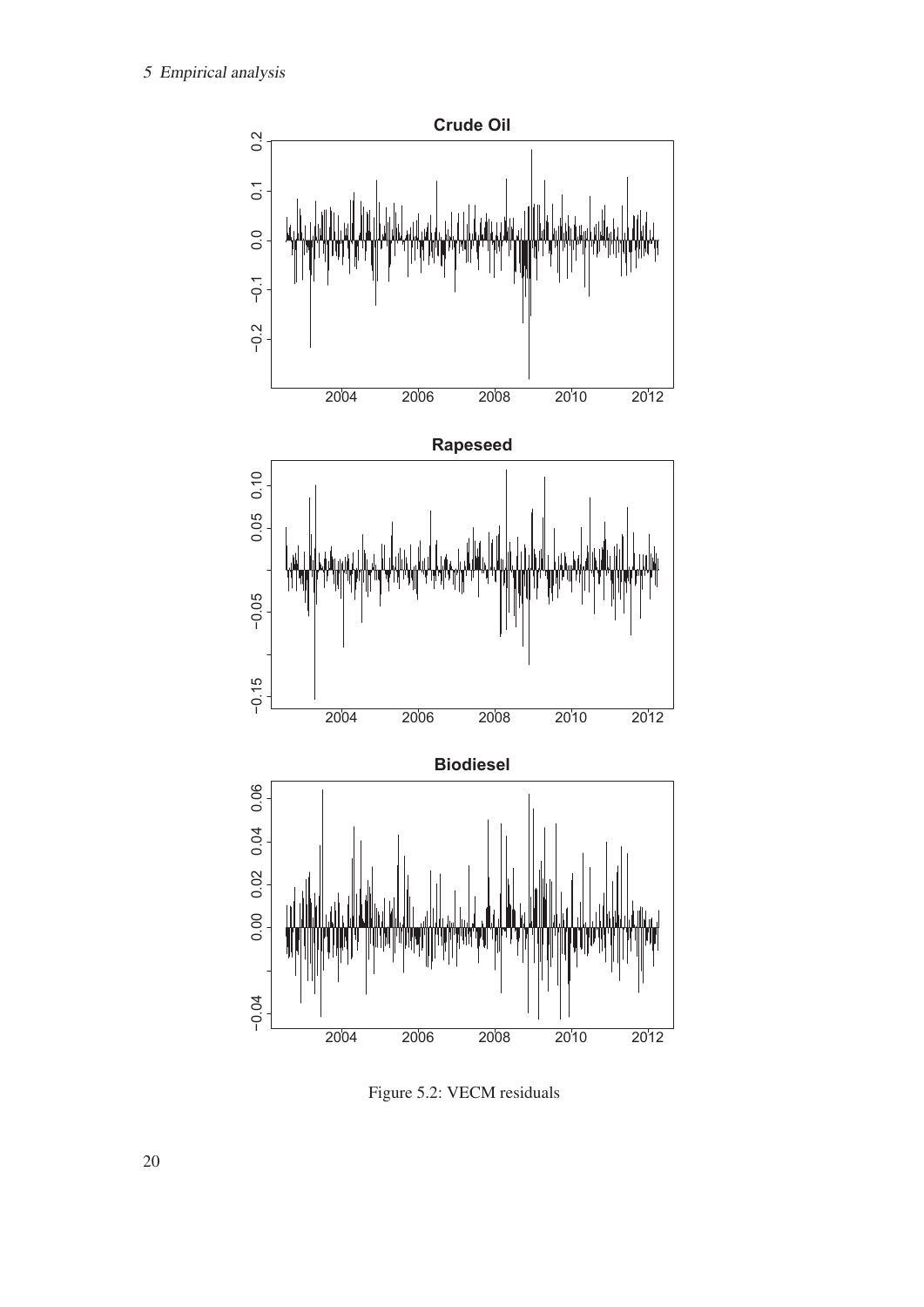Figure 5.2: VECM residuals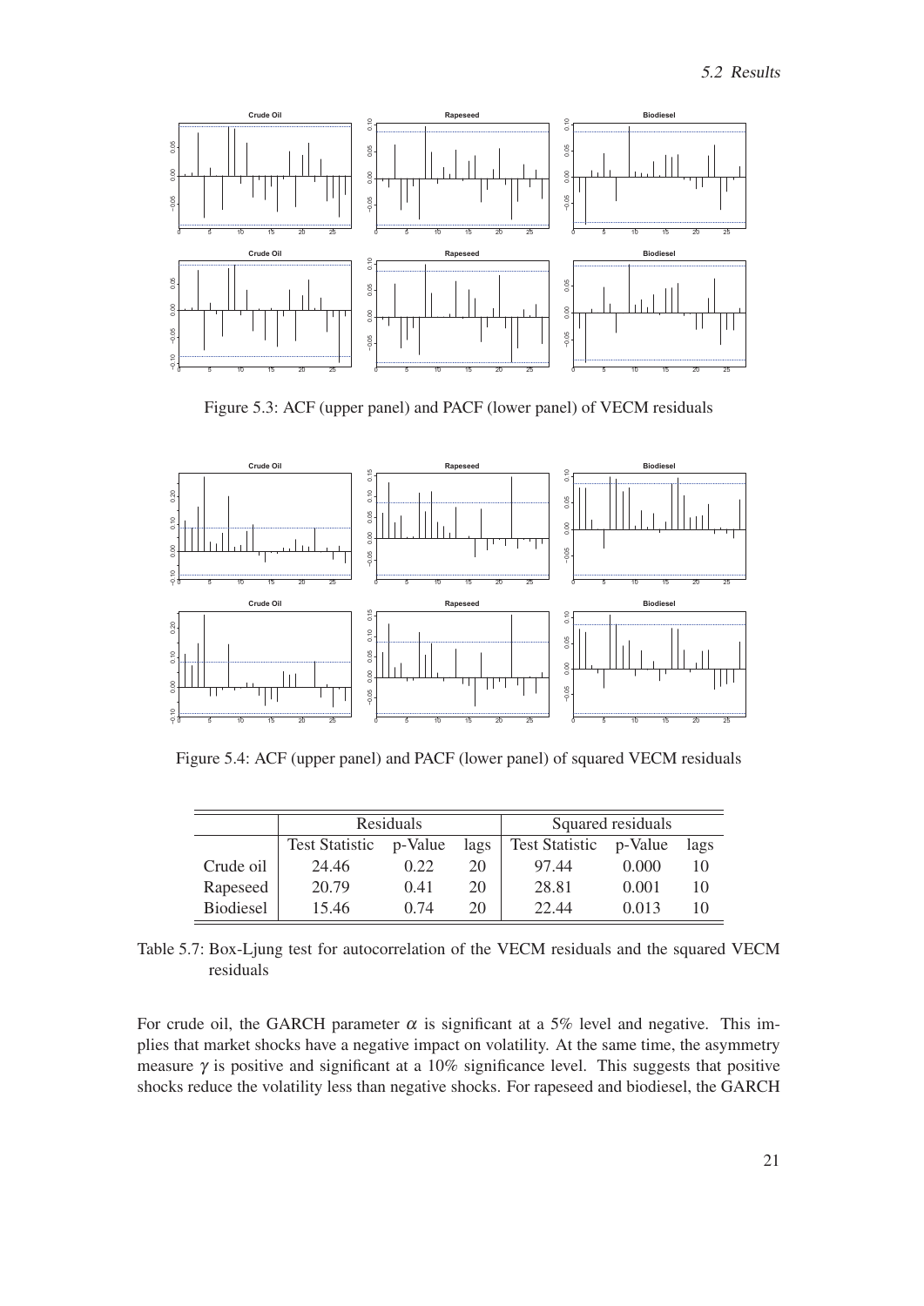Figure 5.3: ACF (upper panel) and PACF (lower panel) of VECM residuals

Figure 5.4: ACF (upper panel) and PACF (lower panel) of squared VECM residuals

| | Residuals | | | Squared residuals | | |
|---|---|---|---|---|---|---|
| | Test Statistic | p-Value | lags | Test Statistic | p-Value | lags |
| Crude oil | 24.46 | 0.22 | 20 | 97.44 | 0.000 | 10 |
| Rapeseed | 20.79 | 0.41 | 20 | 28.81 | 0.001 | 10 |
| Biodiesel | 15.46 | 0.74 | 20 | 22.44 | 0.013 | 10 |

Table 5.7: Box-Ljung test for autocorrelation of the VECM residuals and the squared VECM residuals

For crude oil, the GARCH parameter $\alpha$ is significant at a 5% level and negative. This implies that market shocks have a negative impact on volatility. At the same time, the asymmetry measure $\gamma$ is positive and significant at a 10% significance level. This suggests that positive shocks reduce the volatility less than negative shocks. For rapeseed and biodiesel, the GARCH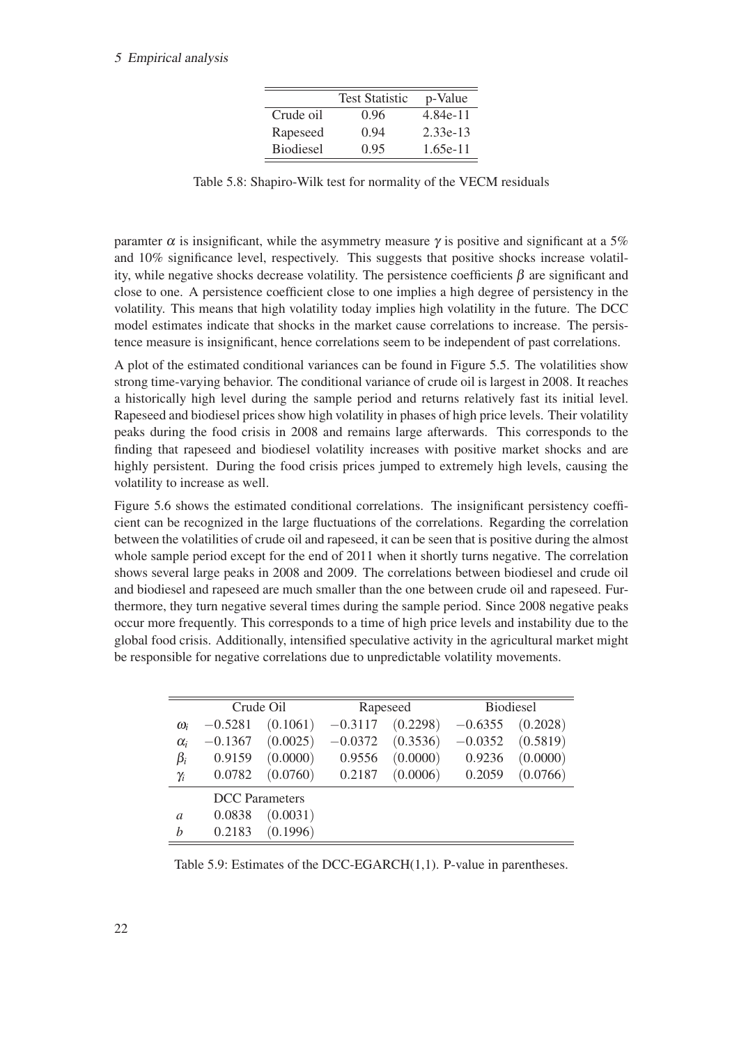| | Test Statistic | p-Value |
|---|---|---|
| Crude oil | 0.96 | 4.84e-11 |
| Rapeseed | 0.94 | 2.33e-13 |
| Biodiesel | 0.95 | 1.65e-11 |

Table 5.8: Shapiro-Wilk test for normality of the VECM residuals

paramter $\alpha$ is insignificant, while the asymmetry measure $\gamma$ is positive and significant at a 5% and 10% significance level, respectively. This suggests that positive shocks increase volatility, while negative shocks decrease volatility. The persistence coefficients $\beta$ are significant and close to one. A persistence coefficient close to one implies a high degree of persistency in the volatility. This means that high volatility today implies high volatility in the future. The DCC model estimates indicate that shocks in the market cause correlations to increase. The persistence measure is insignificant, hence correlations seem to be independent of past correlations.

A plot of the estimated conditional variances can be found in Figure 5.5. The volatilities show strong time-varying behavior. The conditional variance of crude oil is largest in 2008. It reaches a historically high level during the sample period and returns relatively fast its initial level. Rapeseed and biodiesel prices show high volatility in phases of high price levels. Their volatility peaks during the food crisis in 2008 and remains large afterwards. This corresponds to the finding that rapeseed and biodiesel volatility increases with positive market shocks and are highly persistent. During the food crisis prices jumped to extremely high levels, causing the volatility to increase as well.

Figure 5.6 shows the estimated conditional correlations. The insignificant persistency coefficient can be recognized in the large fluctuations of the correlations. Regarding the correlation between the volatilities of crude oil and rapeseed, it can be seen that is positive during the almost whole sample period except for the end of 2011 when it shortly turns negative. The correlation shows several large peaks in 2008 and 2009. The correlations between biodiesel and crude oil and biodiesel and rapeseed are much smaller than the one between crude oil and rapeseed. Furthermore, they turn negative several times during the sample period. Since 2008 negative peaks occur more frequently. This corresponds to a time of high price levels and instability due to the global food crisis. Additionally, intensified speculative activity in the agricultural market might be responsible for negative correlations due to unpredictable volatility movements.

| | Crude Oil | | Rapeseed | | Biodiesel | |
|---|---|---|---|---|---|---|
| $\omega_i$ | $-0.5281$ | $(0.1061)$ | $-0.3117$ | $(0.2298)$ | $-0.6355$ | $(0.2028)$ |
| $\alpha_i$ | $-0.1367$ | $(0.0025)$ | $-0.0372$ | $(0.3536)$ | $-0.0352$ | $(0.5819)$ |
| $\beta_i$ | 0.9159 | $(0.0000)$ | 0.9556 | $(0.0000)$ | 0.9236 | $(0.0000)$ |
| $\gamma_i$ | 0.0782 | $(0.0760)$ | 0.2187 | $(0.0006)$ | 0.2059 | $(0.0766)$ |
| | DCC Parameters | | | | | |
| $a$ | 0.0838 | $(0.0031)$ | | | | |
| $b$ | 0.2183 | $(0.1996)$ | | | | |

Table 5.9: Estimates of the DCC-EGARCH(1,1). P-value in parentheses.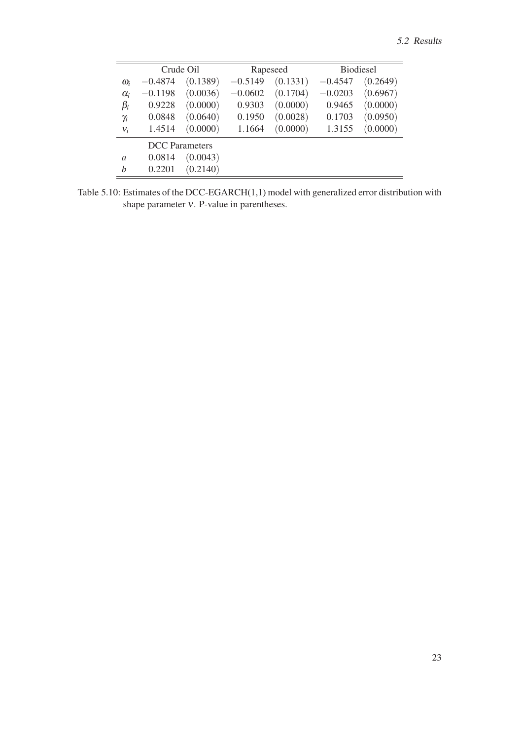| | Crude Oil | | Rapeseed | | Biodiesel | |
|---|---|---|---|---|---|---|
| $\omega_i$ | $-0.4874$ | $(0.1389)$ | $-0.5149$ | $(0.1331)$ | $-0.4547$ | $(0.2649)$ |
| $\alpha_i$ | $-0.1198$ | $(0.0036)$ | $-0.0602$ | $(0.1704)$ | $-0.0203$ | $(0.6967)$ |
| $\beta_i$ | $0.9228$ | $(0.0000)$ | $0.9303$ | $(0.0000)$ | $0.9465$ | $(0.0000)$ |
| $\gamma_i$ | $0.0848$ | $(0.0640)$ | $0.1950$ | $(0.0028)$ | $0.1703$ | $(0.0950)$ |
| $\nu_i$ | $1.4514$ | $(0.0000)$ | $1.1664$ | $(0.0000)$ | $1.3155$ | $(0.0000)$ |
| | DCC Parameters | | | | | |
| $a$ | $0.0814$ | $(0.0043)$ | | | | |
| $b$ | $0.2201$ | $(0.2140)$ | | | | |

Table 5.10: Estimates of the DCC-EGARCH(1,1) model with generalized error distribution with shape parameter $\nu$. P-value in parentheses.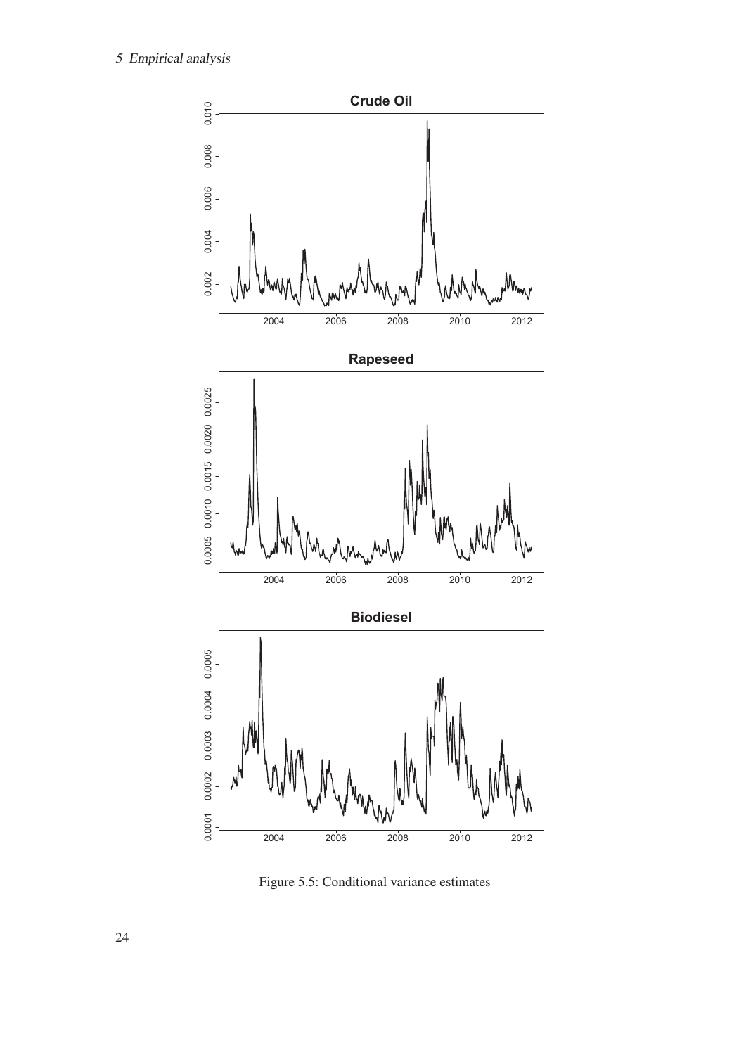Figure 5.5: Conditional variance estimates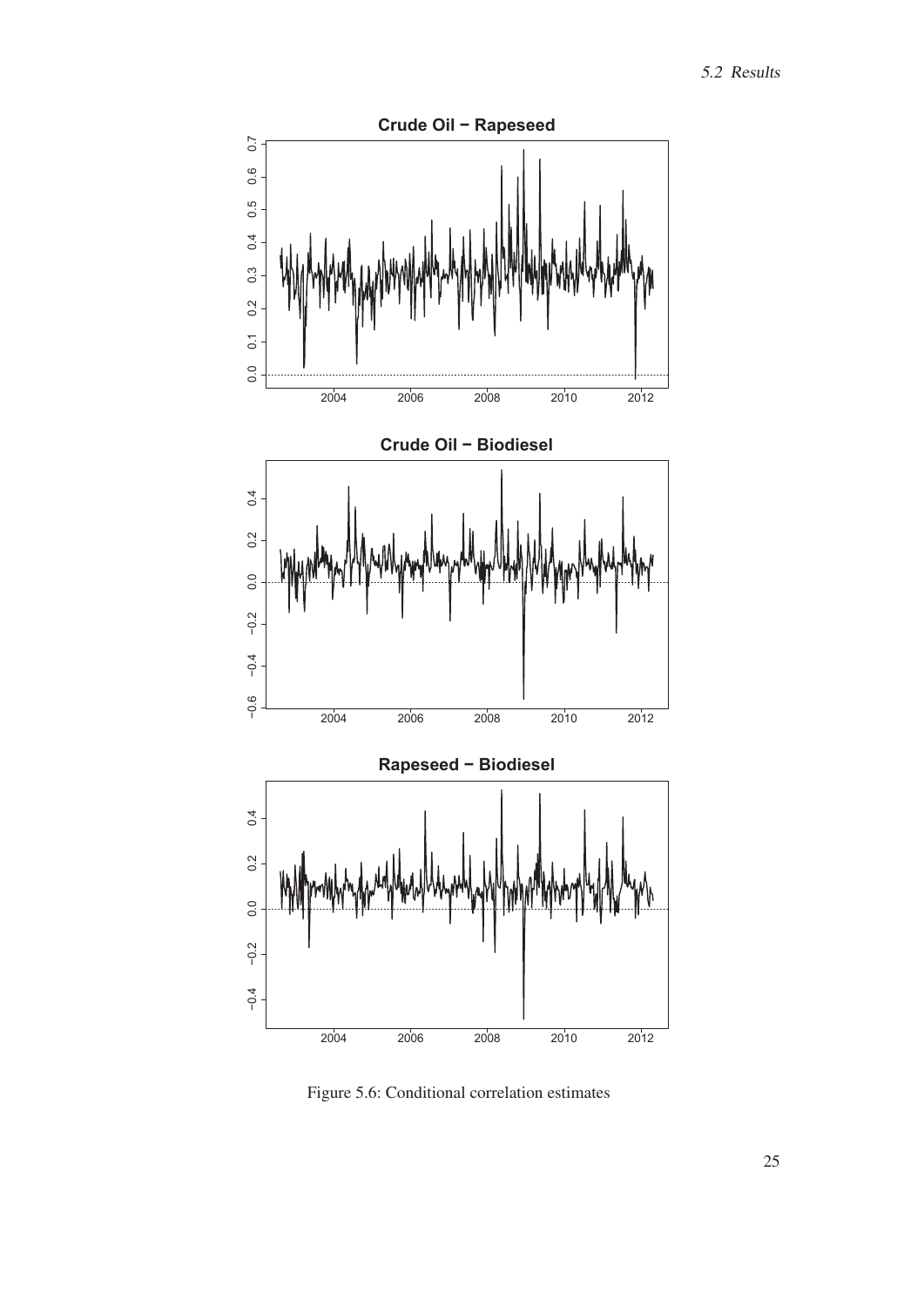Figure 5.6: Conditional correlation estimates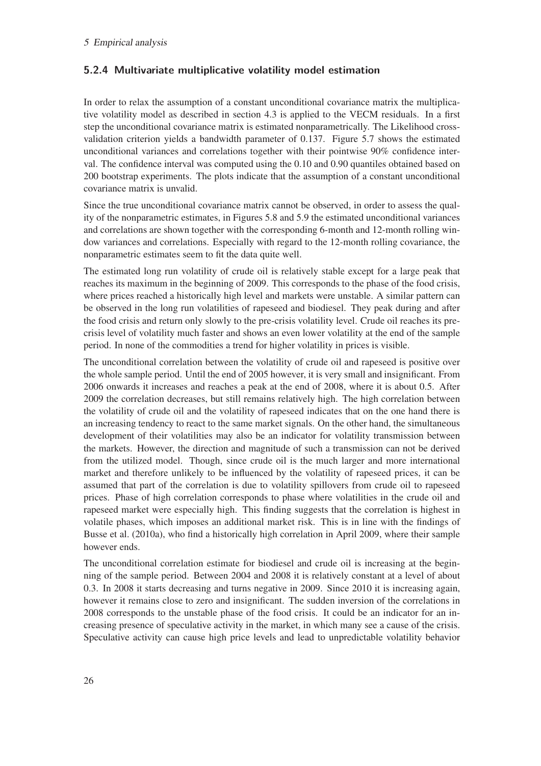### 5.2.4 Multivariate multiplicative volatility model estimation

In order to relax the assumption of a constant unconditional covariance matrix the multiplicative volatility model as described in section 4.3 is applied to the VECM residuals. In a first step the unconditional covariance matrix is estimated nonparametrically. The Likelihood cross-validation criterion yields a bandwidth parameter of 0.137. Figure 5.7 shows the estimated unconditional variances and correlations together with their pointwise 90% confidence interval. The confidence interval was computed using the 0.10 and 0.90 quantiles obtained based on 200 bootstrap experiments. The plots indicate that the assumption of a constant unconditional covariance matrix is unvalid.

Since the true unconditional covariance matrix cannot be observed, in order to assess the quality of the nonparametric estimates, in Figures 5.8 and 5.9 the estimated unconditional variances and correlations are shown together with the corresponding 6-month and 12-month rolling window variances and correlations. Especially with regard to the 12-month rolling covariance, the nonparametric estimates seem to fit the data quite well.

The estimated long run volatility of crude oil is relatively stable except for a large peak that reaches its maximum in the beginning of 2009. This corresponds to the phase of the food crisis, where prices reached a historically high level and markets were unstable. A similar pattern can be observed in the long run volatilities of rapeseed and biodiesel. They peak during and after the food crisis and return only slowly to the pre-crisis volatility level. Crude oil reaches its pre-crisis level of volatility much faster and shows an even lower volatility at the end of the sample period. In none of the commodities a trend for higher volatility in prices is visible.

The unconditional correlation between the volatility of crude oil and rapeseed is positive over the whole sample period. Until the end of 2005 however, it is very small and insignificant. From 2006 onwards it increases and reaches a peak at the end of 2008, where it is about 0.5. After 2009 the correlation decreases, but still remains relatively high. The high correlation between the volatility of crude oil and the volatility of rapeseed indicates that on the one hand there is an increasing tendency to react to the same market signals. On the other hand, the simultaneous development of their volatilities may also be an indicator for volatility transmission between the markets. However, the direction and magnitude of such a transmission can not be derived from the utilized model. Though, since crude oil is the much larger and more international market and therefore unlikely to be influenced by the volatility of rapeseed prices, it can be assumed that part of the correlation is due to volatility spillovers from crude oil to rapeseed prices. Phase of high correlation corresponds to phase where volatilities in the crude oil and rapeseed market were especially high. This finding suggests that the correlation is highest in volatile phases, which imposes an additional market risk. This is in line with the findings of Busse et al. (2010a), who find a historically high correlation in April 2009, where their sample however ends.

The unconditional correlation estimate for biodiesel and crude oil is increasing at the beginning of the sample period. Between 2004 and 2008 it is relatively constant at a level of about 0.3. In 2008 it starts decreasing and turns negative in 2009. Since 2010 it is increasing again, however it remains close to zero and insignificant. The sudden inversion of the correlations in 2008 corresponds to the unstable phase of the food crisis. It could be an indicator for an increasing presence of speculative activity in the market, in which many see a cause of the crisis. Speculative activity can cause high price levels and lead to unpredictable volatility behavior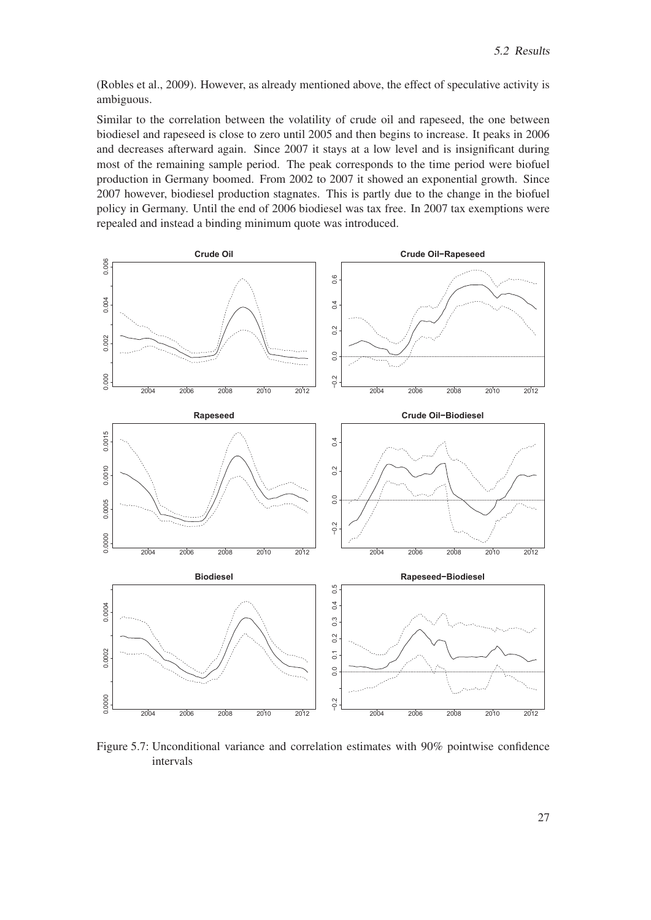(Robles et al., 2009). However, as already mentioned above, the effect of speculative activity is ambiguous.

Similar to the correlation between the volatility of crude oil and rapeseed, the one between biodiesel and rapeseed is close to zero until 2005 and then begins to increase. It peaks in 2006 and decreases afterward again. Since 2007 it stays at a low level and is insignificant during most of the remaining sample period. The peak corresponds to the time period were biofuel production in Germany boomed. From 2002 to 2007 it showed an exponential growth. Since 2007 however, biodiesel production stagnates. This is partly due to the change in the biofuel policy in Germany. Until the end of 2006 biodiesel was tax free. In 2007 tax exemptions were repealed and instead a binding minimum quote was introduced.

Figure 5.7: Unconditional variance and correlation estimates with 90% pointwise confidence intervals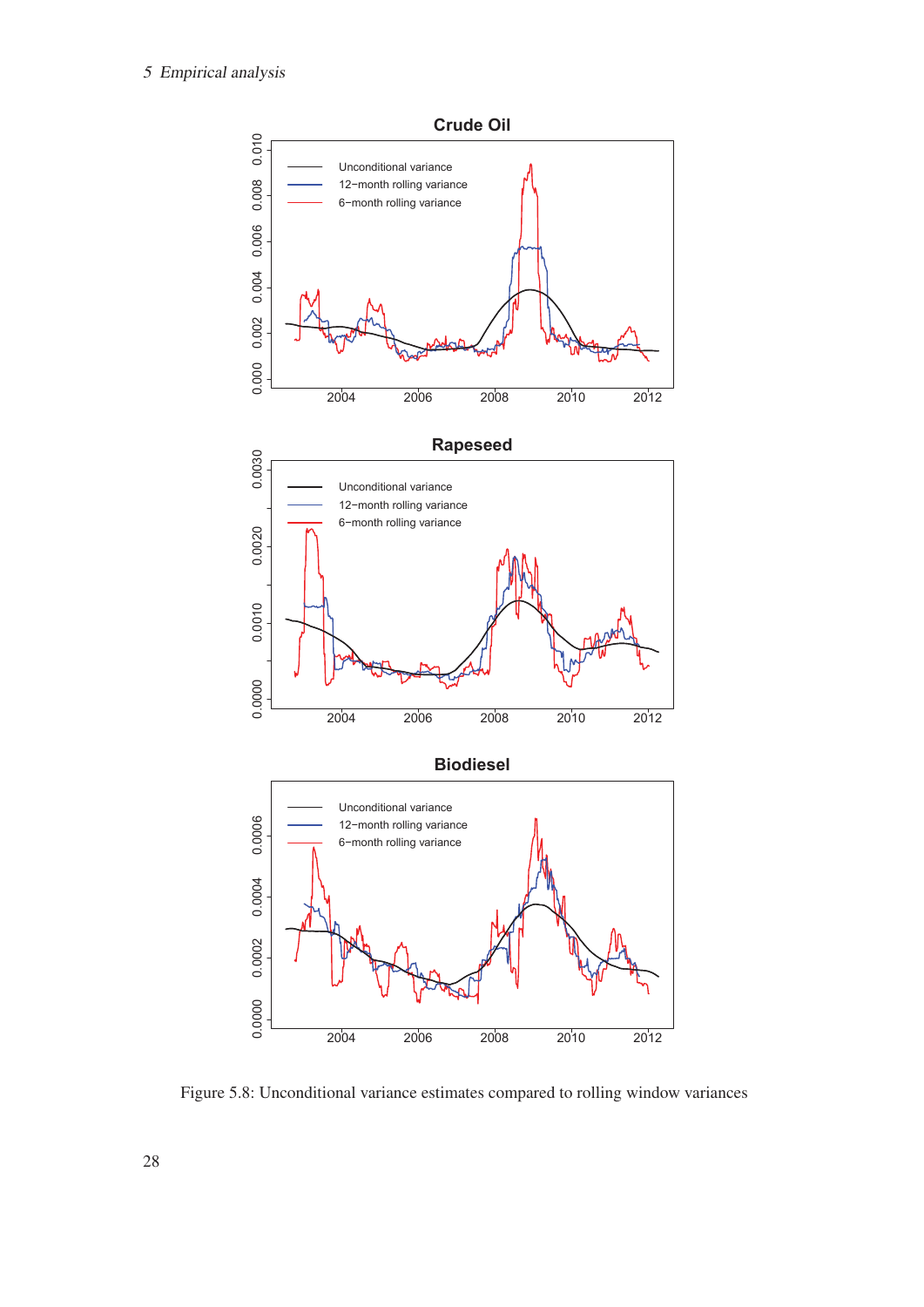Figure 5.8: Unconditional variance estimates compared to rolling window variances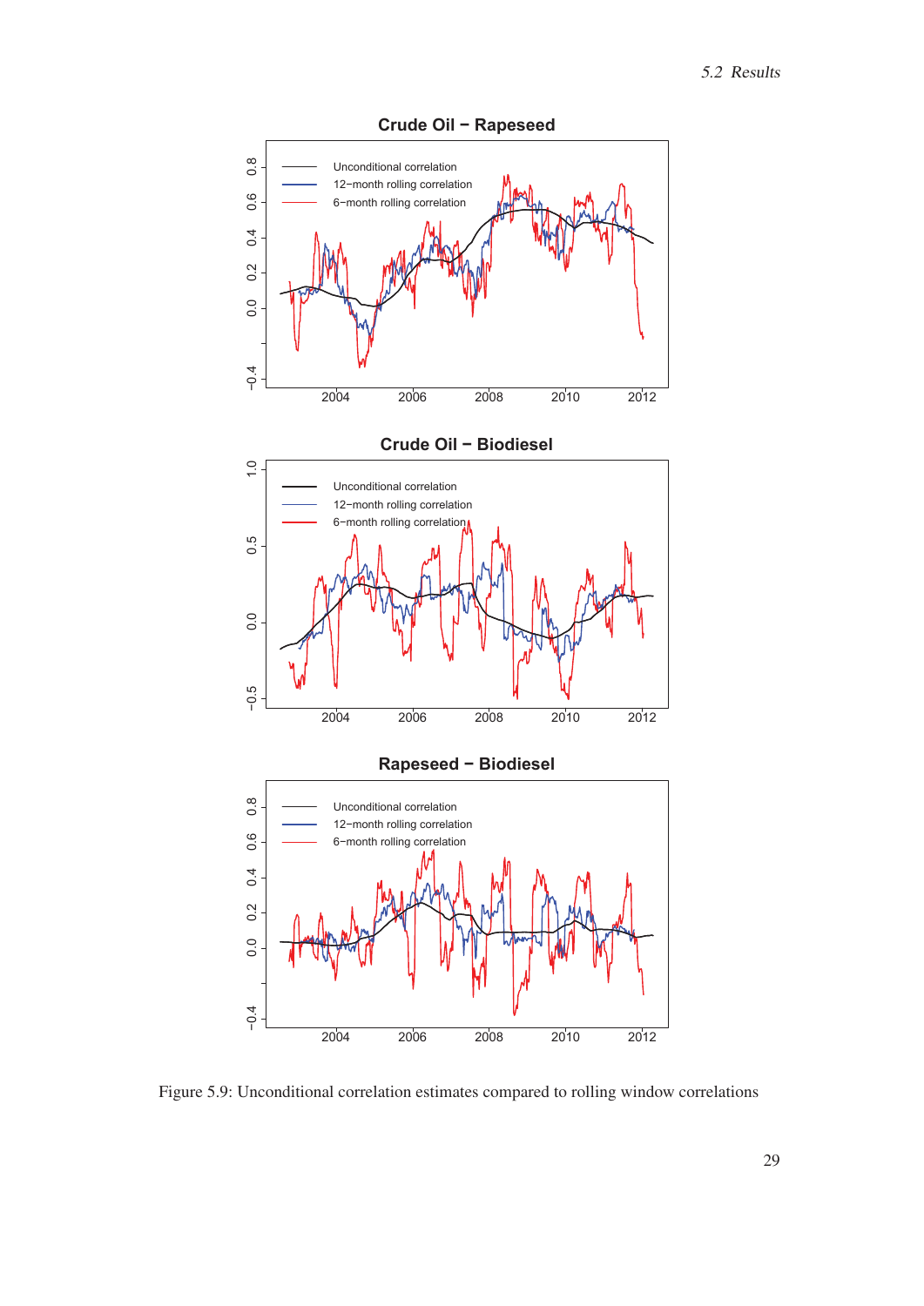Figure 5.9: Unconditional correlation estimates compared to rolling window correlations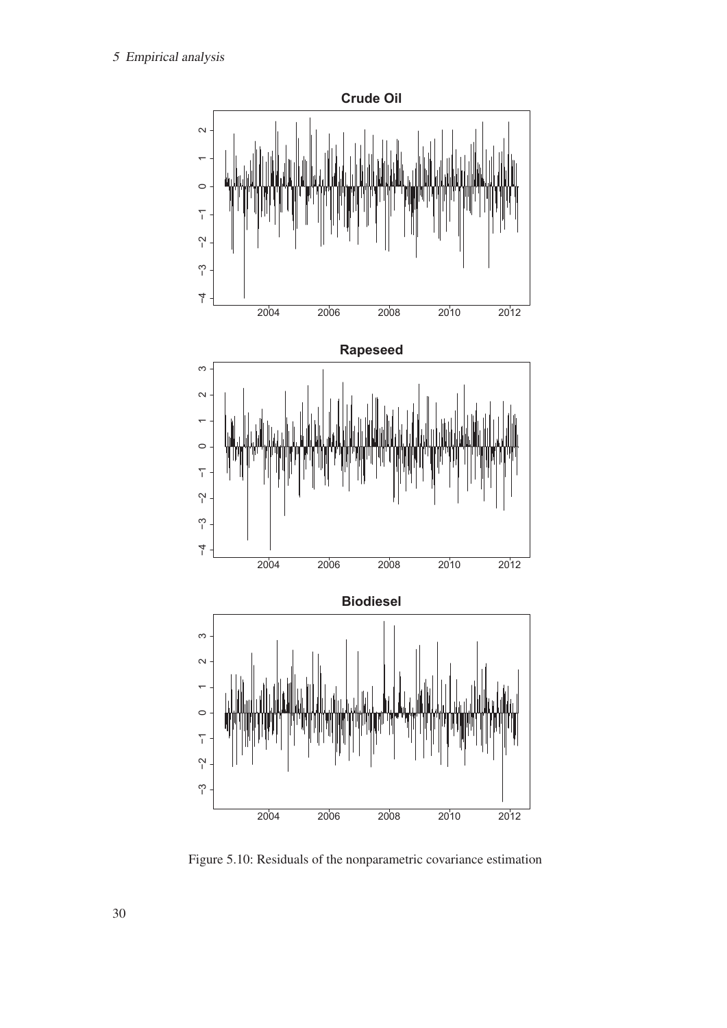Figure 5.10: Residuals of the nonparametric covariance estimation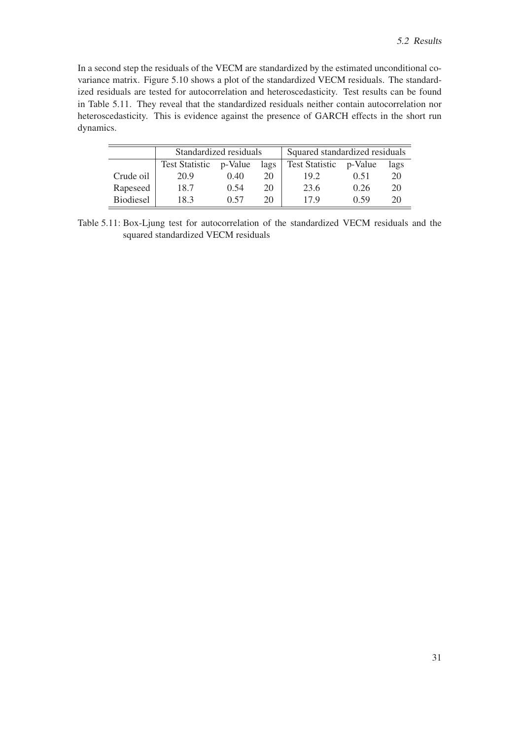In a second step the residuals of the VECM are standardized by the estimated unconditional covariance matrix. Figure 5.10 shows a plot of the standardized VECM residuals. The standardized residuals are tested for autocorrelation and heteroscedasticity. Test results can be found in Table 5.11. They reveal that the standardized residuals neither contain autocorrelation nor heteroscedasticity. This is evidence against the presence of GARCH effects in the short run dynamics.

| | Standardized residuals | | | Squared standardized residuals | | |
|---|---|---|---|---|---|---|
| | Test Statistic | p-Value | lags | Test Statistic | p-Value | lags |
| Crude oil | 20.9 | 0.40 | 20 | 19.2 | 0.51 | 20 |
| Rapeseed | 18.7 | 0.54 | 20 | 23.6 | 0.26 | 20 |
| Biodiesel | 18.3 | 0.57 | 20 | 17.9 | 0.59 | 20 |

Table 5.11: Box-Ljung test for autocorrelation of the standardized VECM residuals and the squared standardized VECM residuals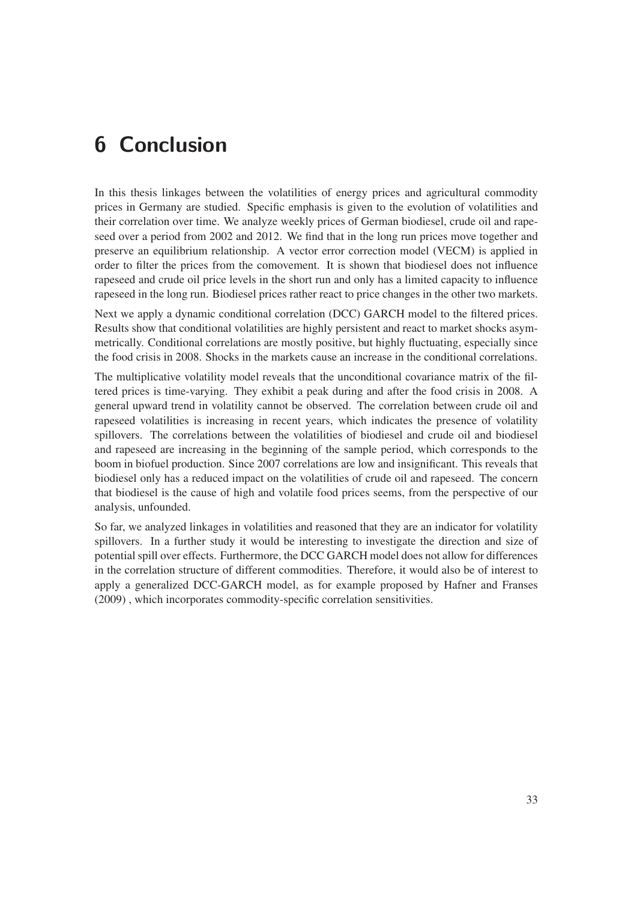# 6 Conclusion

In this thesis linkages between the volatilities of energy prices and agricultural commodity prices in Germany are studied. Specific emphasis is given to the evolution of volatilities and their correlation over time. We analyze weekly prices of German biodiesel, crude oil and rapeseed over a period from 2002 and 2012. We find that in the long run prices move together and preserve an equilibrium relationship. A vector error correction model (VECM) is applied in order to filter the prices from the comovement. It is shown that biodiesel does not influence rapeseed and crude oil price levels in the short run and only has a limited capacity to influence rapeseed in the long run. Biodiesel prices rather react to price changes in the other two markets.

Next we apply a dynamic conditional correlation (DCC) GARCH model to the filtered prices. Results show that conditional volatilities are highly persistent and react to market shocks asymmetrically. Conditional correlations are mostly positive, but highly fluctuating, especially since the food crisis in 2008. Shocks in the markets cause an increase in the conditional correlations.

The multiplicative volatility model reveals that the unconditional covariance matrix of the filtered prices is time-varying. They exhibit a peak during and after the food crisis in 2008. A general upward trend in volatility cannot be observed. The correlation between crude oil and rapeseed volatilities is increasing in recent years, which indicates the presence of volatility spillovers. The correlations between the volatilities of biodiesel and crude oil and biodiesel and rapeseed are increasing in the beginning of the sample period, which corresponds to the boom in biofuel production. Since 2007 correlations are low and insignificant. This reveals that biodiesel only has a reduced impact on the volatilities of crude oil and rapeseed. The concern that biodiesel is the cause of high and volatile food prices seems, from the perspective of our analysis, unfounded.

So far, we analyzed linkages in volatilities and reasoned that they are an indicator for volatility spillovers. In a further study it would be interesting to investigate the direction and size of potential spill over effects. Furthermore, the DCC GARCH model does not allow for differences in the correlation structure of different commodities. Therefore, it would also be of interest to apply a generalized DCC-GARCH model, as for example proposed by Hafner and Franses (2009) , which incorporates commodity-specific correlation sensitivities.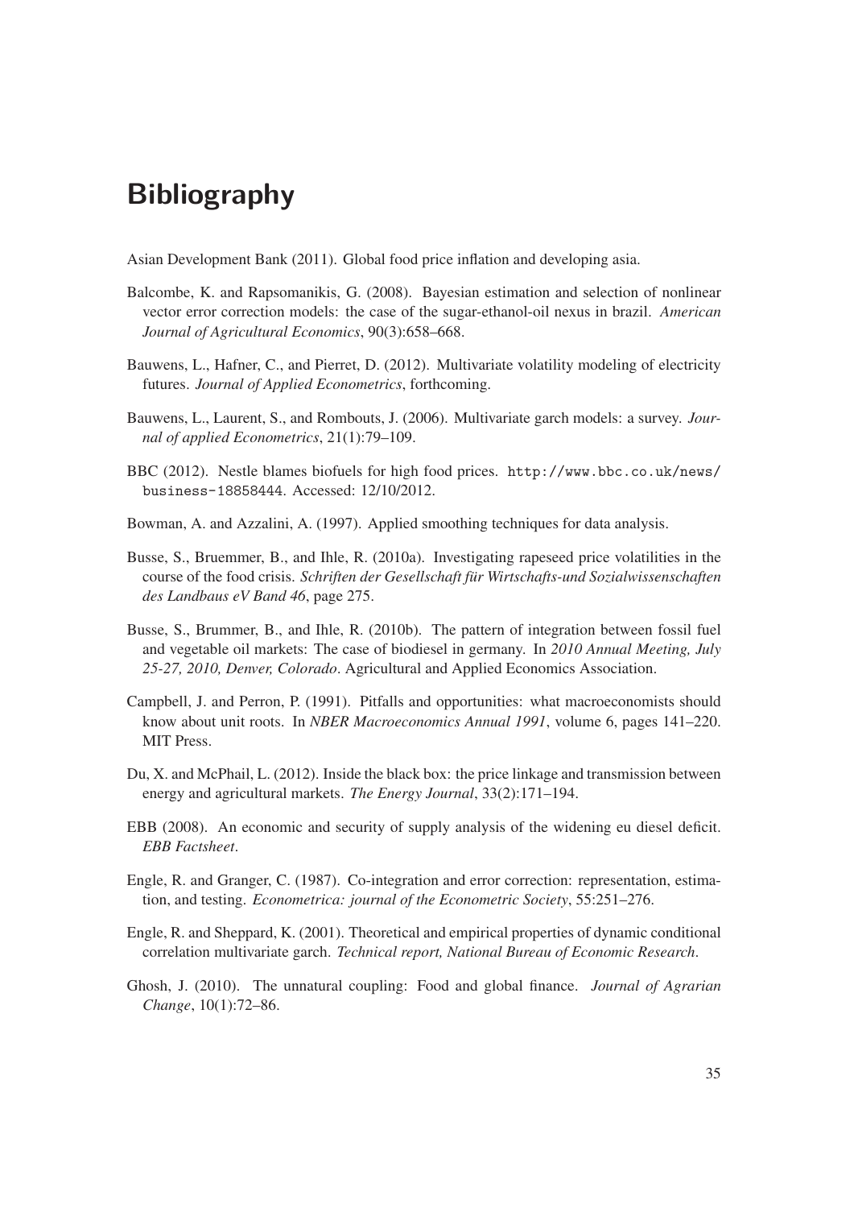# Bibliography

Asian Development Bank (2011). Global food price inflation and developing asia.

Balcombe, K. and Rapsomanikis, G. (2008). Bayesian estimation and selection of nonlinear vector error correction models: the case of the sugar-ethanol-oil nexus in brazil. *American Journal of Agricultural Economics*, 90(3):658–668.

Bauwens, L., Hafner, C., and Pierret, D. (2012). Multivariate volatility modeling of electricity futures. *Journal of Applied Econometrics*, forthcoming.

Bauwens, L., Laurent, S., and Rombouts, J. (2006). Multivariate garch models: a survey. *Journal of applied Econometrics*, 21(1):79–109.

BBC (2012). Nestle blames biofuels for high food prices. `http://www.bbc.co.uk/news/business-18858444`. Accessed: 12/10/2012.

Bowman, A. and Azzalini, A. (1997). Applied smoothing techniques for data analysis.

Busse, S., Bruemmer, B., and Ihle, R. (2010a). Investigating rapeseed price volatilities in the course of the food crisis. *Schriften der Gesellschaft für Wirtschafts-und Sozialwissenschaften des Landbaus eV Band 46*, page 275.

Busse, S., Brummer, B., and Ihle, R. (2010b). The pattern of integration between fossil fuel and vegetable oil markets: The case of biodiesel in germany. In *2010 Annual Meeting, July 25-27, 2010, Denver, Colorado*. Agricultural and Applied Economics Association.

Campbell, J. and Perron, P. (1991). Pitfalls and opportunities: what macroeconomists should know about unit roots. In *NBER Macroeconomics Annual 1991*, volume 6, pages 141–220. MIT Press.

Du, X. and McPhail, L. (2012). Inside the black box: the price linkage and transmission between energy and agricultural markets. *The Energy Journal*, 33(2):171–194.

EBB (2008). An economic and security of supply analysis of the widening eu diesel deficit. *EBB Factsheet*.

Engle, R. and Granger, C. (1987). Co-integration and error correction: representation, estimation, and testing. *Econometrica: journal of the Econometric Society*, 55:251–276.

Engle, R. and Sheppard, K. (2001). Theoretical and empirical properties of dynamic conditional correlation multivariate garch. *Technical report, National Bureau of Economic Research*.

Ghosh, J. (2010). The unnatural coupling: Food and global finance. *Journal of Agrarian Change*, 10(1):72–86.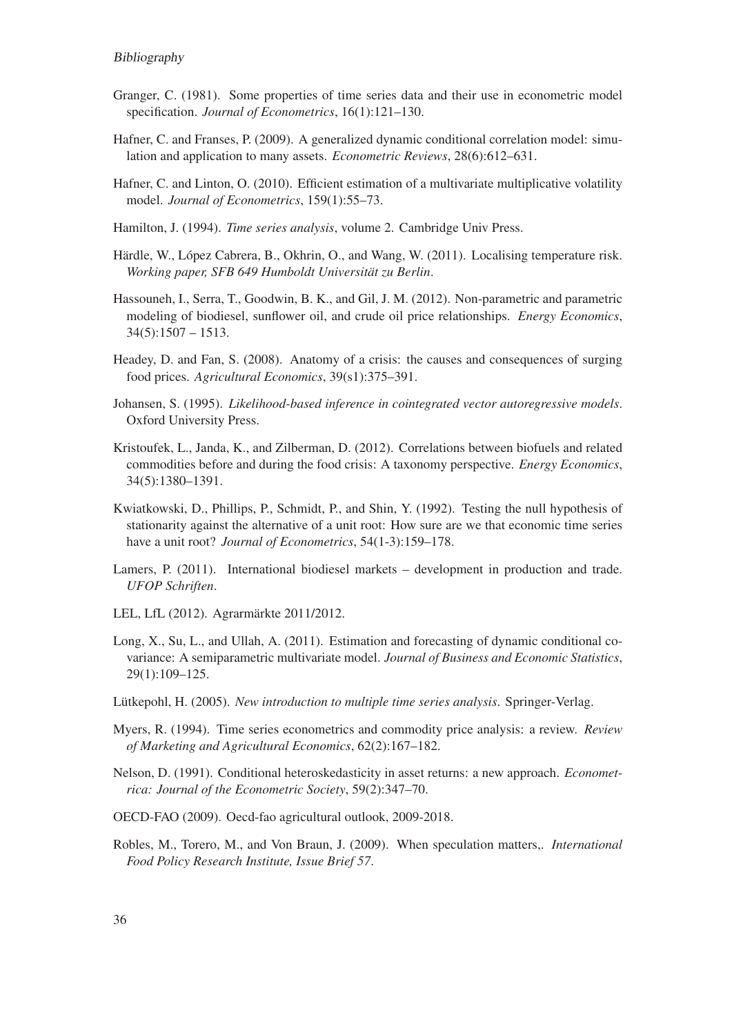Granger, C. (1981). Some properties of time series data and their use in econometric model specification. *Journal of Econometrics*, 16(1):121–130.

Hafner, C. and Franses, P. (2009). A generalized dynamic conditional correlation model: simulation and application to many assets. *Econometric Reviews*, 28(6):612–631.

Hafner, C. and Linton, O. (2010). Efficient estimation of a multivariate multiplicative volatility model. *Journal of Econometrics*, 159(1):55–73.

Hamilton, J. (1994). *Time series analysis*, volume 2. Cambridge Univ Press.

Härdle, W., López Cabrera, B., Okhrin, O., and Wang, W. (2011). Localising temperature risk. *Working paper, SFB 649 Humboldt Universität zu Berlin*.

Hassouneh, I., Serra, T., Goodwin, B. K., and Gil, J. M. (2012). Non-parametric and parametric modeling of biodiesel, sunflower oil, and crude oil price relationships. *Energy Economics*, 34(5):1507 – 1513.

Headey, D. and Fan, S. (2008). Anatomy of a crisis: the causes and consequences of surging food prices. *Agricultural Economics*, 39(s1):375–391.

Johansen, S. (1995). *Likelihood-based inference in cointegrated vector autoregressive models*. Oxford University Press.

Kristoufek, L., Janda, K., and Zilberman, D. (2012). Correlations between biofuels and related commodities before and during the food crisis: A taxonomy perspective. *Energy Economics*, 34(5):1380–1391.

Kwiatkowski, D., Phillips, P., Schmidt, P., and Shin, Y. (1992). Testing the null hypothesis of stationarity against the alternative of a unit root: How sure are we that economic time series have a unit root? *Journal of Econometrics*, 54(1-3):159–178.

Lamers, P. (2011). International biodiesel markets – development in production and trade. *UFOP Schriften*.

LEL, LfL (2012). Agrarmärkte 2011/2012.

Long, X., Su, L., and Ullah, A. (2011). Estimation and forecasting of dynamic conditional covariance: A semiparametric multivariate model. *Journal of Business and Economic Statistics*, 29(1):109–125.

Lütkepohl, H. (2005). *New introduction to multiple time series analysis*. Springer-Verlag.

Myers, R. (1994). Time series econometrics and commodity price analysis: a review. *Review of Marketing and Agricultural Economics*, 62(2):167–182.

Nelson, D. (1991). Conditional heteroskedasticity in asset returns: a new approach. *Econometrica: Journal of the Econometric Society*, 59(2):347–70.

OECD-FAO (2009). Oecd-fao agricultural outlook, 2009-2018.

Robles, M., Torero, M., and Von Braun, J. (2009). When speculation matters,. *International Food Policy Research Institute, Issue Brief 57*.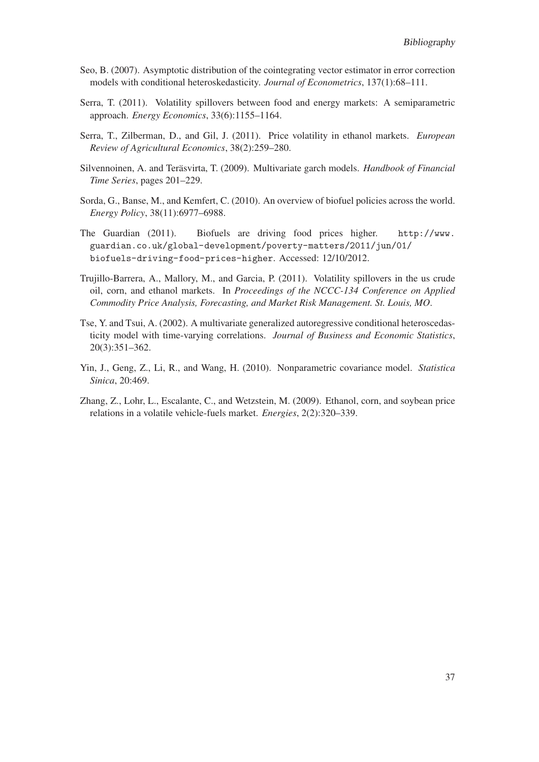Seo, B. (2007). Asymptotic distribution of the cointegrating vector estimator in error correction models with conditional heteroskedasticity. *Journal of Econometrics*, 137(1):68–111.

Serra, T. (2011). Volatility spillovers between food and energy markets: A semiparametric approach. *Energy Economics*, 33(6):1155–1164.

Serra, T., Zilberman, D., and Gil, J. (2011). Price volatility in ethanol markets. *European Review of Agricultural Economics*, 38(2):259–280.

Silvennoinen, A. and Teräsvirta, T. (2009). Multivariate garch models. *Handbook of Financial Time Series*, pages 201–229.

Sorda, G., Banse, M., and Kemfert, C. (2010). An overview of biofuel policies across the world. *Energy Policy*, 38(11):6977–6988.

The Guardian (2011). Biofuels are driving food prices higher. `http://www.guardian.co.uk/global-development/poverty-matters/2011/jun/01/biofuels-driving-food-prices-higher`. Accessed: 12/10/2012.

Trujillo-Barrera, A., Mallory, M., and Garcia, P. (2011). Volatility spillovers in the us crude oil, corn, and ethanol markets. In *Proceedings of the NCCC-134 Conference on Applied Commodity Price Analysis, Forecasting, and Market Risk Management. St. Louis, MO*.

Tse, Y. and Tsui, A. (2002). A multivariate generalized autoregressive conditional heteroscedasticity model with time-varying correlations. *Journal of Business and Economic Statistics*, 20(3):351–362.

Yin, J., Geng, Z., Li, R., and Wang, H. (2010). Nonparametric covariance model. *Statistica Sinica*, 20:469.

Zhang, Z., Lohr, L., Escalante, C., and Wetzstein, M. (2009). Ethanol, corn, and soybean price relations in a volatile vehicle-fuels market. *Energies*, 2(2):320–339.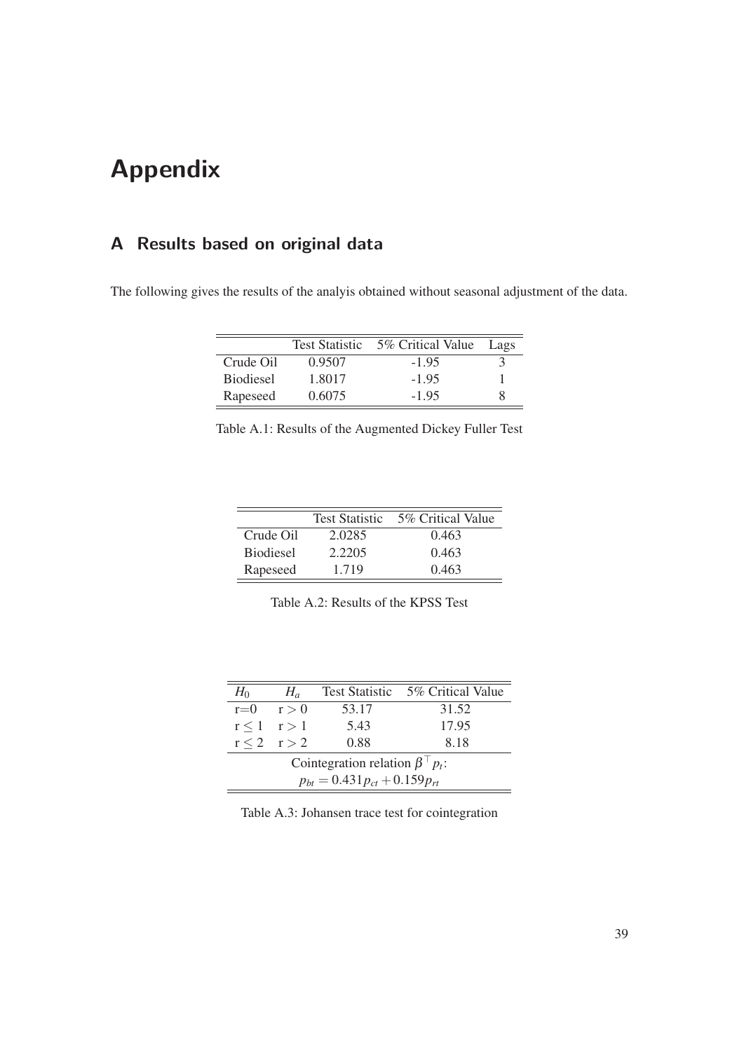# Appendix

## A Results based on original data

The following gives the results of the analyis obtained without seasonal adjustment of the data.

| | Test Statistic | 5% Critical Value | Lags |
|---|---|---|---|
| Crude Oil | 0.9507 | -1.95 | 3 |
| Biodiesel | 1.8017 | -1.95 | 1 |
| Rapeseed | 0.6075 | -1.95 | 8 |

Table A.1: Results of the Augmented Dickey Fuller Test

| | Test Statistic | 5% Critical Value |
|---|---|---|
| Crude Oil | 2.0285 | 0.463 |
| Biodiesel | 2.2205 | 0.463 |
| Rapeseed | 1.719 | 0.463 |

Table A.2: Results of the KPSS Test

| $H_0$ | $H_a$ | Test Statistic | 5% Critical Value |
|---|---|---|---|
| r=0 | $r > 0$ | 53.17 | 31.52 |
| $r \leq 1$ | $r > 1$ | 5.43 | 17.95 |
| $r \leq 2$ | $r > 2$ | 0.88 | 8.18 |
| Cointegration relation $\beta^\top p_t$: $p_{bt} = 0.431 p_{ct} + 0.159 p_{rt}$ | | | |

Table A.3: Johansen trace test for cointegration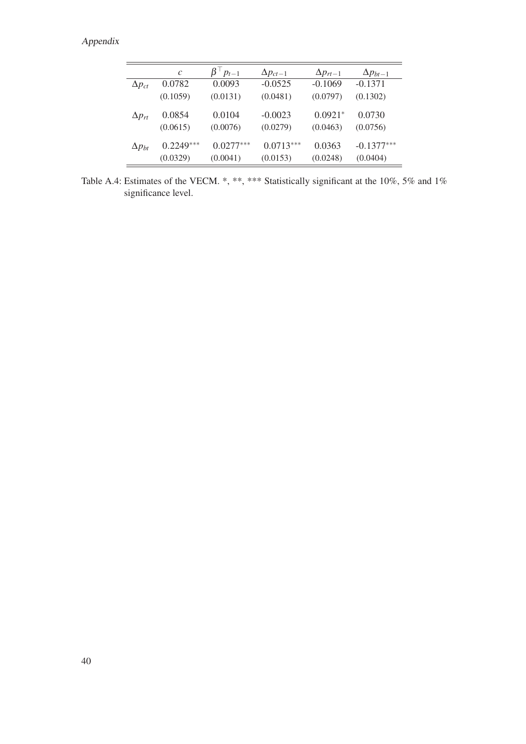| | $c$ | $\beta^\top p_{t-1}$ | $\Delta p_{ct-1}$ | $\Delta p_{rt-1}$ | $\Delta p_{bt-1}$ |
|---|---|---|---|---|---|
| $\Delta p_{ct}$ | 0.0782 | 0.0093 | -0.0525 | -0.1069 | -0.1371 |
| | (0.1059) | (0.0131) | (0.0481) | (0.0797) | (0.1302) |
| $\Delta p_{rt}$ | 0.0854 | 0.0104 | -0.0023 | $0.0921^{*}$ | 0.0730 |
| | (0.0615) | (0.0076) | (0.0279) | (0.0463) | (0.0756) |
| $\Delta p_{bt}$ | $0.2249^{***}$ | $0.0277^{***}$ | $0.0713^{***}$ | 0.0363 | $-0.1377^{***}$ |
| | (0.0329) | (0.0041) | (0.0153) | (0.0248) | (0.0404) |

Table A.4: Estimates of the VECM. *, **, *** Statistically significant at the 10%, 5% and 1% significance level.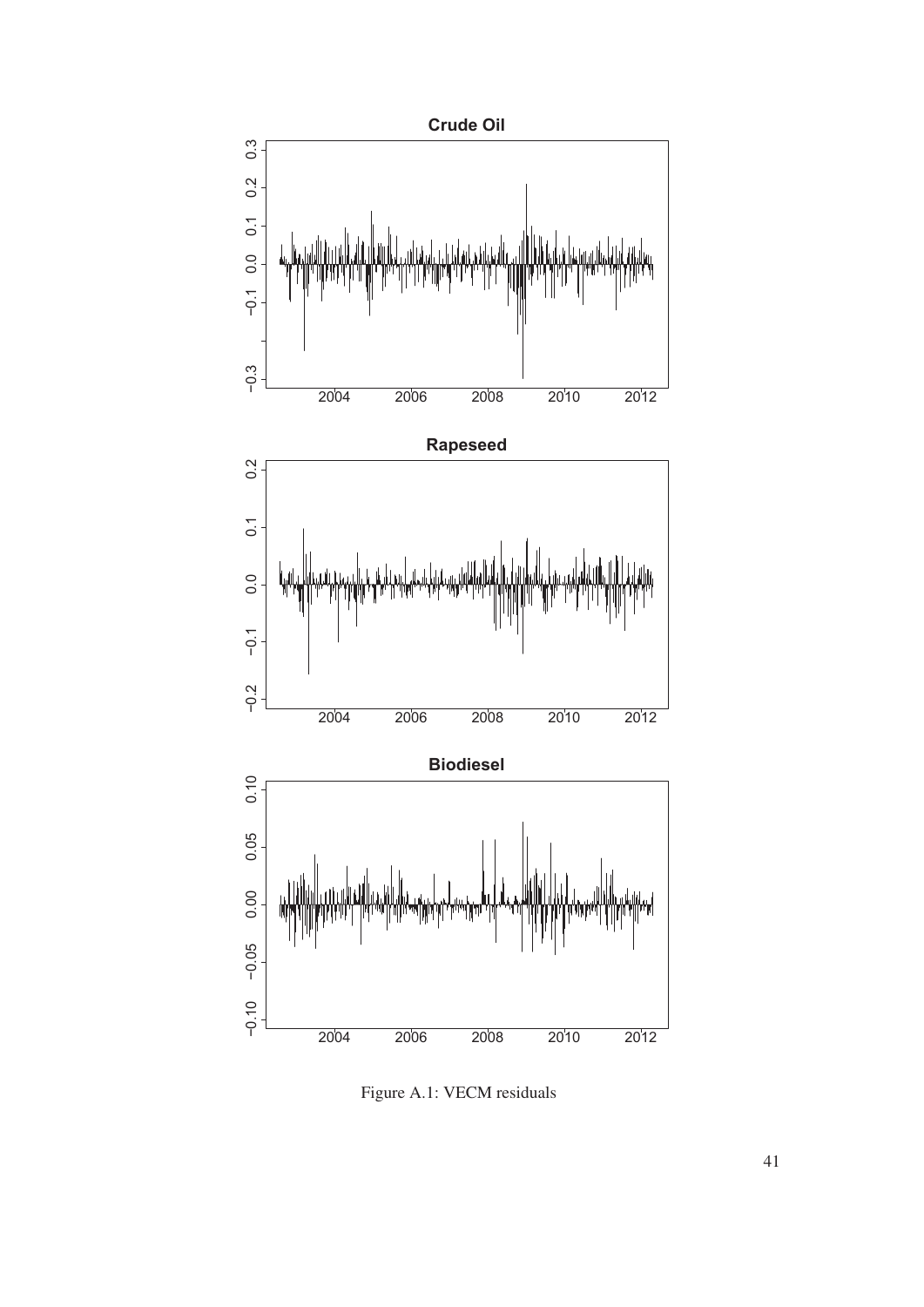Figure A.1: VECM residuals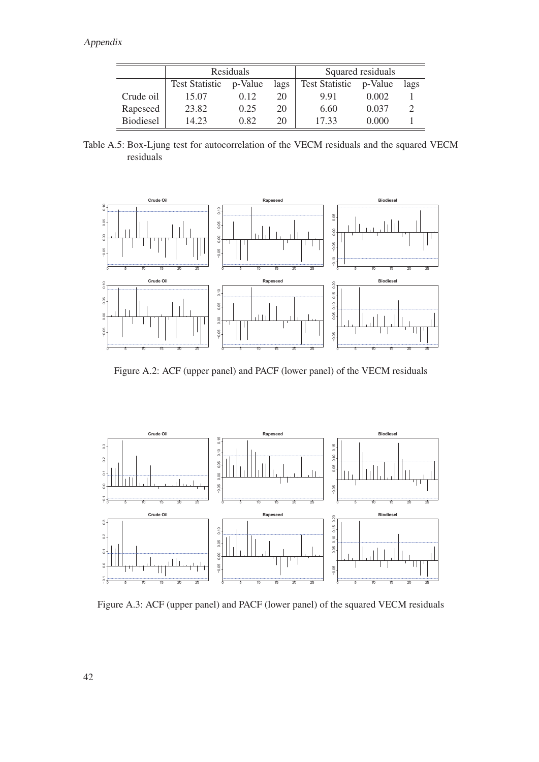*Appendix*

| | Residuals | | | Squared residuals | | |
|---|---|---|---|---|---|---|
| | Test Statistic | p-Value | lags | Test Statistic | p-Value | lags |
| Crude oil | 15.07 | 0.12 | 20 | 9.91 | 0.002 | 1 |
| Rapeseed | 23.82 | 0.25 | 20 | 6.60 | 0.037 | 2 |
| Biodiesel | 14.23 | 0.82 | 20 | 17.33 | 0.000 | 1 |

Table A.5: Box-Ljung test for autocorrelation of the VECM residuals and the squared VECM residuals

Figure A.2: ACF (upper panel) and PACF (lower panel) of the VECM residuals

Figure A.3: ACF (upper panel) and PACF (lower panel) of the squared VECM residuals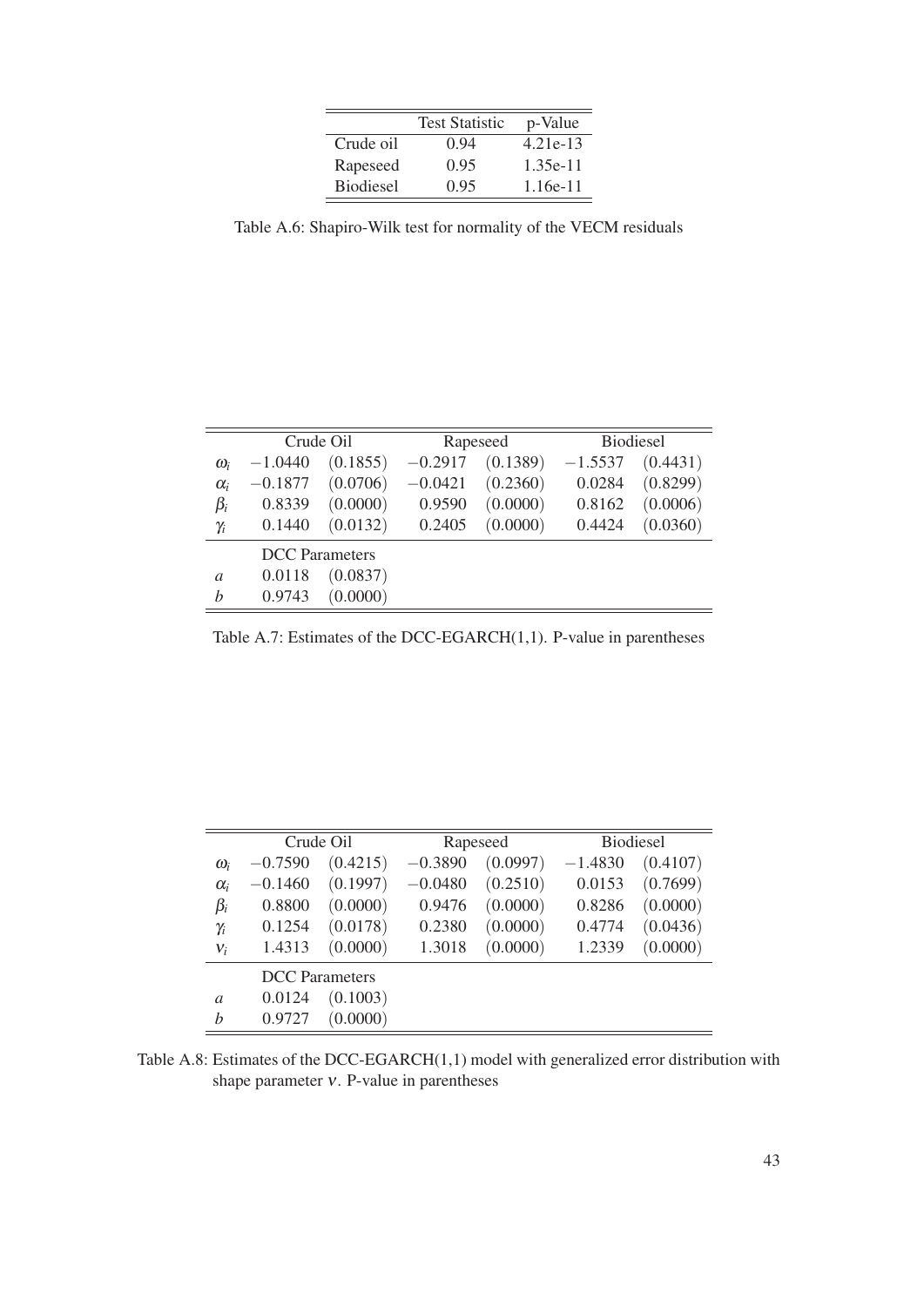| | Test Statistic | p-Value |
|---|---|---|
| Crude oil | 0.94 | 4.21e-13 |
| Rapeseed | 0.95 | 1.35e-11 |
| Biodiesel | 0.95 | 1.16e-11 |

Table A.6: Shapiro-Wilk test for normality of the VECM residuals

| | Crude Oil | | Rapeseed | | Biodiesel | |
|---|---|---|---|---|---|---|
| $\omega_i$ | $-1.0440$ | $(0.1855)$ | $-0.2917$ | $(0.1389)$ | $-1.5537$ | $(0.4431)$ |
| $\alpha_i$ | $-0.1877$ | $(0.0706)$ | $-0.0421$ | $(0.2360)$ | $0.0284$ | $(0.8299)$ |
| $\beta_i$ | $0.8339$ | $(0.0000)$ | $0.9590$ | $(0.0000)$ | $0.8162$ | $(0.0006)$ |
| $\gamma_i$ | $0.1440$ | $(0.0132)$ | $0.2405$ | $(0.0000)$ | $0.4424$ | $(0.0360)$ |
| | DCC Parameters | | | | | |
| $a$ | $0.0118$ | $(0.0837)$ | | | | |
| $b$ | $0.9743$ | $(0.0000)$ | | | | |

Table A.7: Estimates of the DCC-EGARCH(1,1). P-value in parentheses

| | Crude Oil | | Rapeseed | | Biodiesel | |
|---|---|---|---|---|---|---|
| $\omega_i$ | $-0.7590$ | $(0.4215)$ | $-0.3890$ | $(0.0997)$ | $-1.4830$ | $(0.4107)$ |
| $\alpha_i$ | $-0.1460$ | $(0.1997)$ | $-0.0480$ | $(0.2510)$ | $0.0153$ | $(0.7699)$ |
| $\beta_i$ | $0.8800$ | $(0.0000)$ | $0.9476$ | $(0.0000)$ | $0.8286$ | $(0.0000)$ |
| $\gamma_i$ | $0.1254$ | $(0.0178)$ | $0.2380$ | $(0.0000)$ | $0.4774$ | $(0.0436)$ |
| $\nu_i$ | $1.4313$ | $(0.0000)$ | $1.3018$ | $(0.0000)$ | $1.2339$ | $(0.0000)$ |
| | DCC Parameters | | | | | |
| $a$ | $0.0124$ | $(0.1003)$ | | | | |
| $b$ | $0.9727$ | $(0.0000)$ | | | | |

Table A.8: Estimates of the DCC-EGARCH(1,1) model with generalized error distribution with shape parameter $\nu$. P-value in parentheses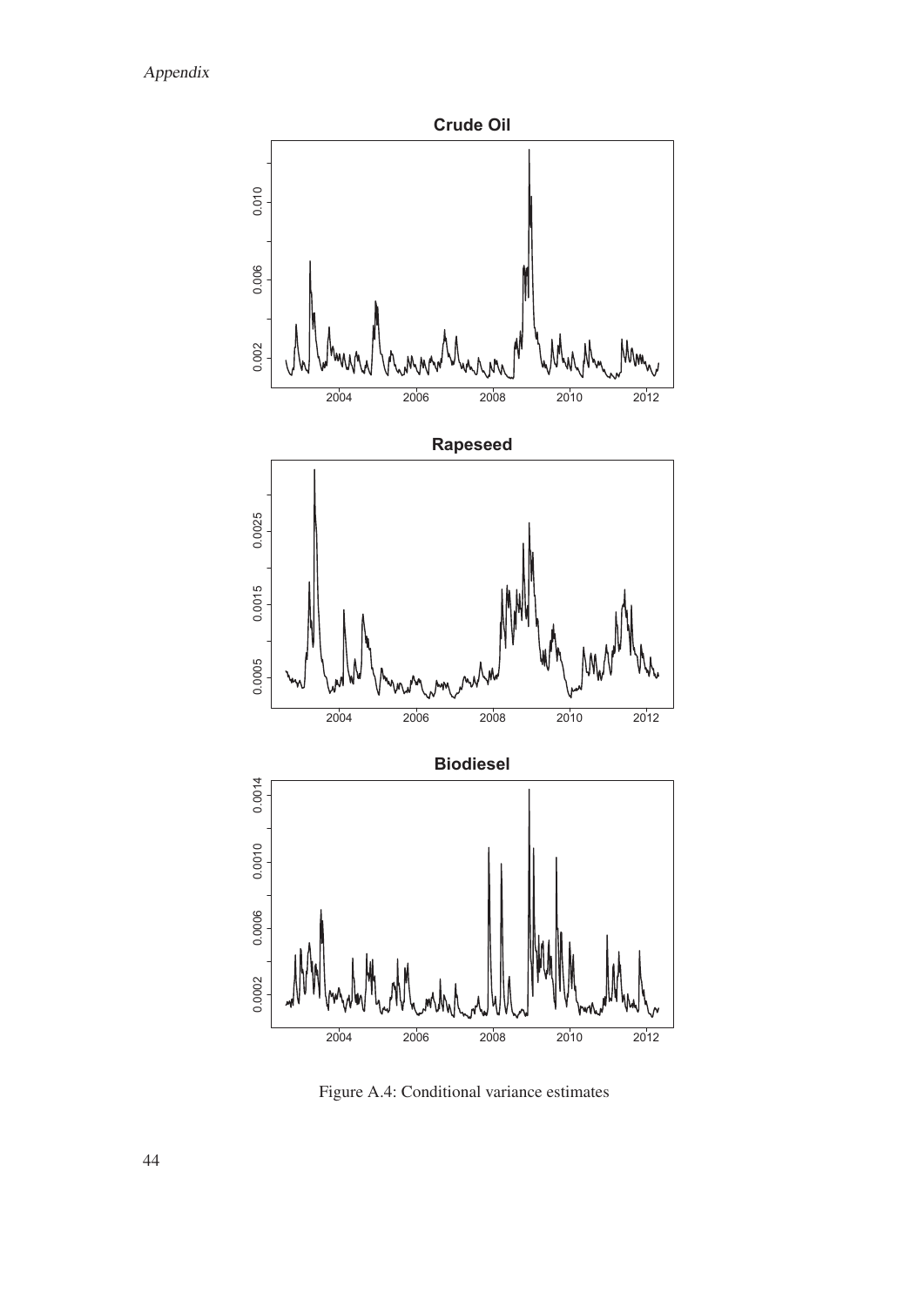Figure A.4: Conditional variance estimates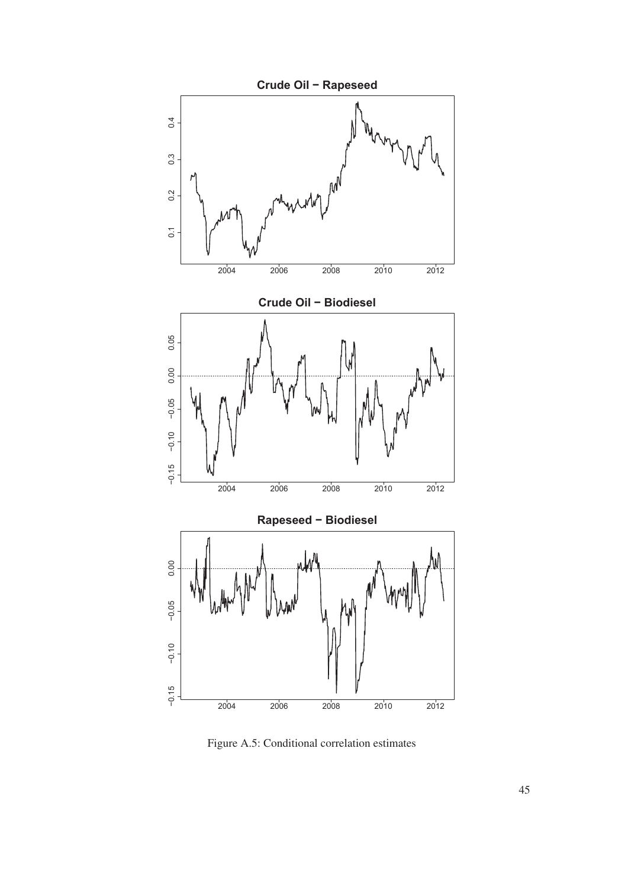**Crude Oil − Rapeseed**

**Crude Oil − Biodiesel**

**Rapeseed − Biodiesel**

Figure A.5: Conditional correlation estimates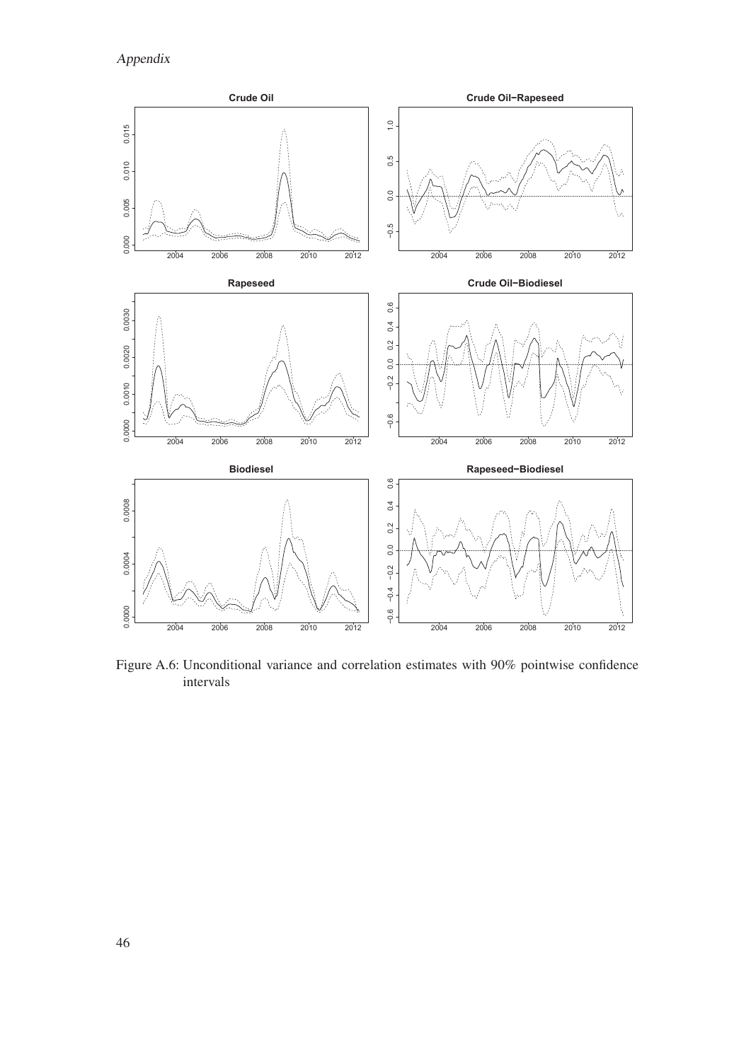Figure A.6: Unconditional variance and correlation estimates with 90% pointwise confidence intervals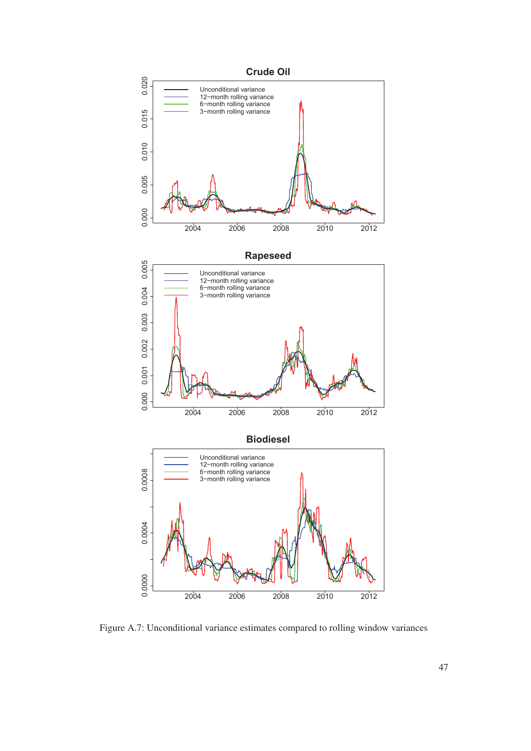Figure A.7: Unconditional variance estimates compared to rolling window variances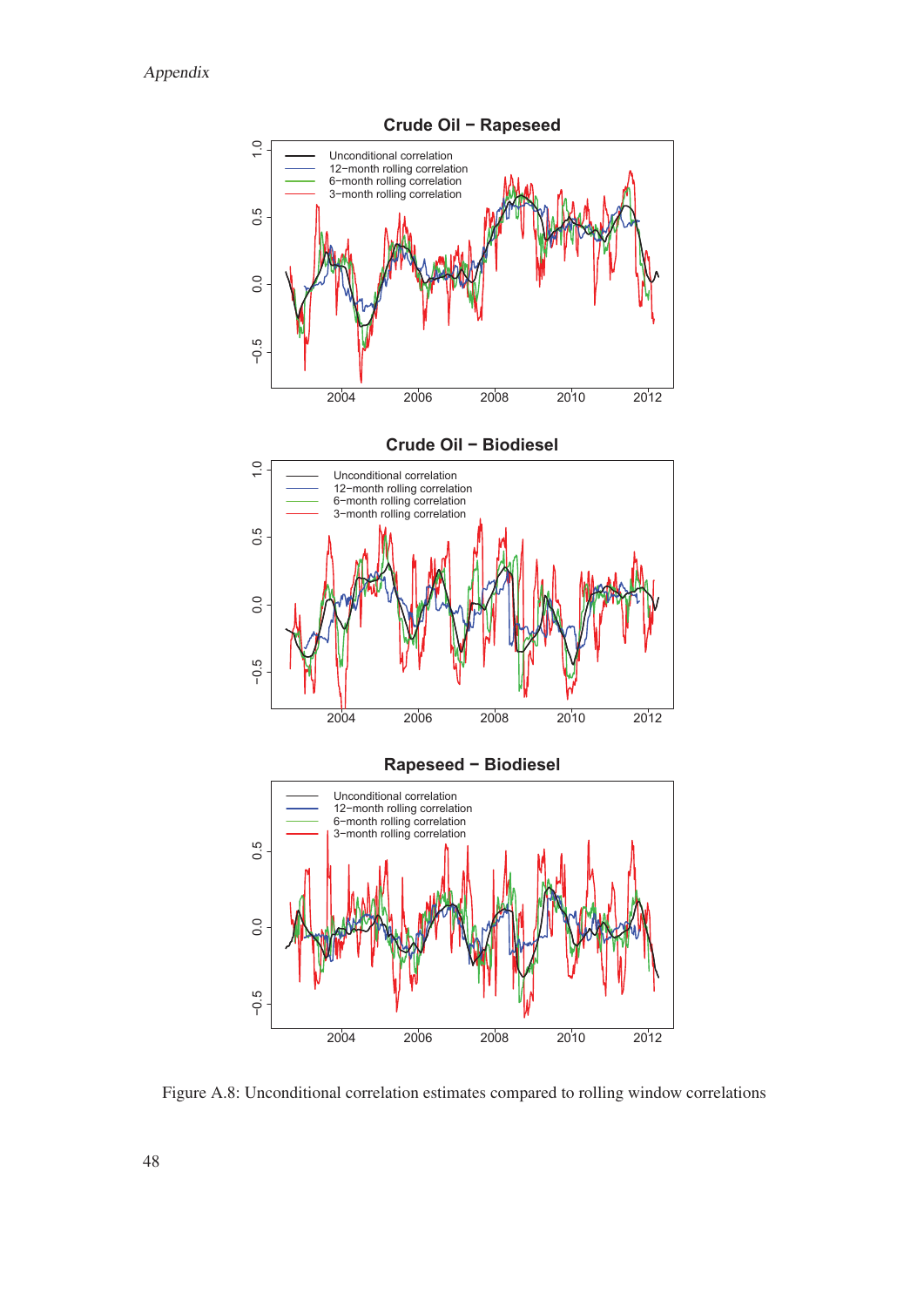Figure A.8: Unconditional correlation estimates compared to rolling window correlations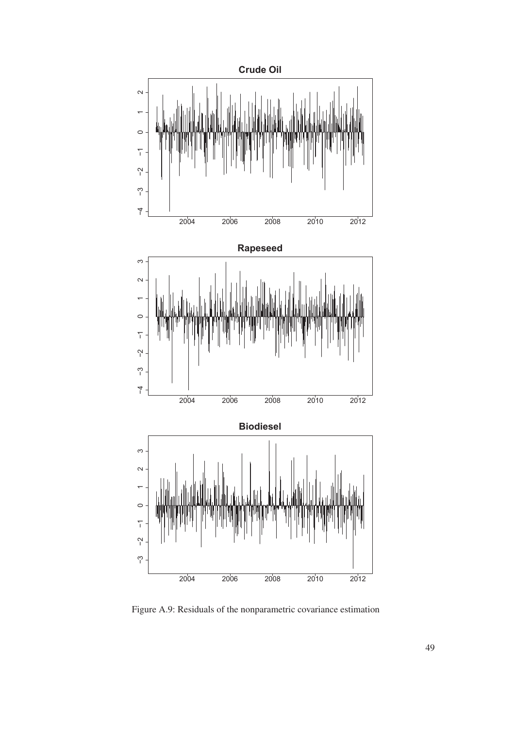Figure A.9: Residuals of the nonparametric covariance estimation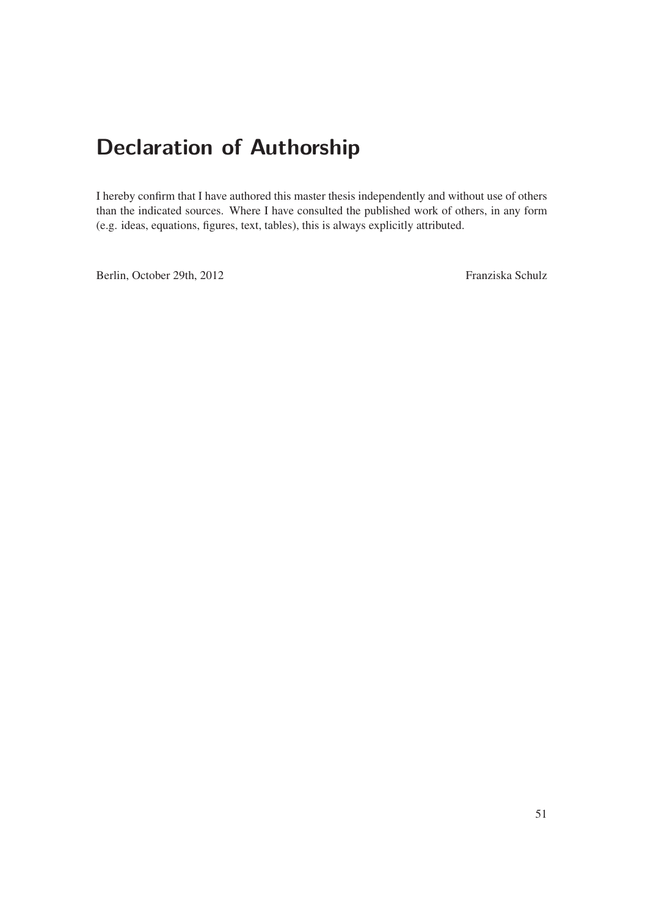# Declaration of Authorship

I hereby confirm that I have authored this master thesis independently and without use of others than the indicated sources. Where I have consulted the published work of others, in any form (e.g. ideas, equations, figures, text, tables), this is always explicitly attributed.

Berlin, October 29th, 2012

Franziska Schulz